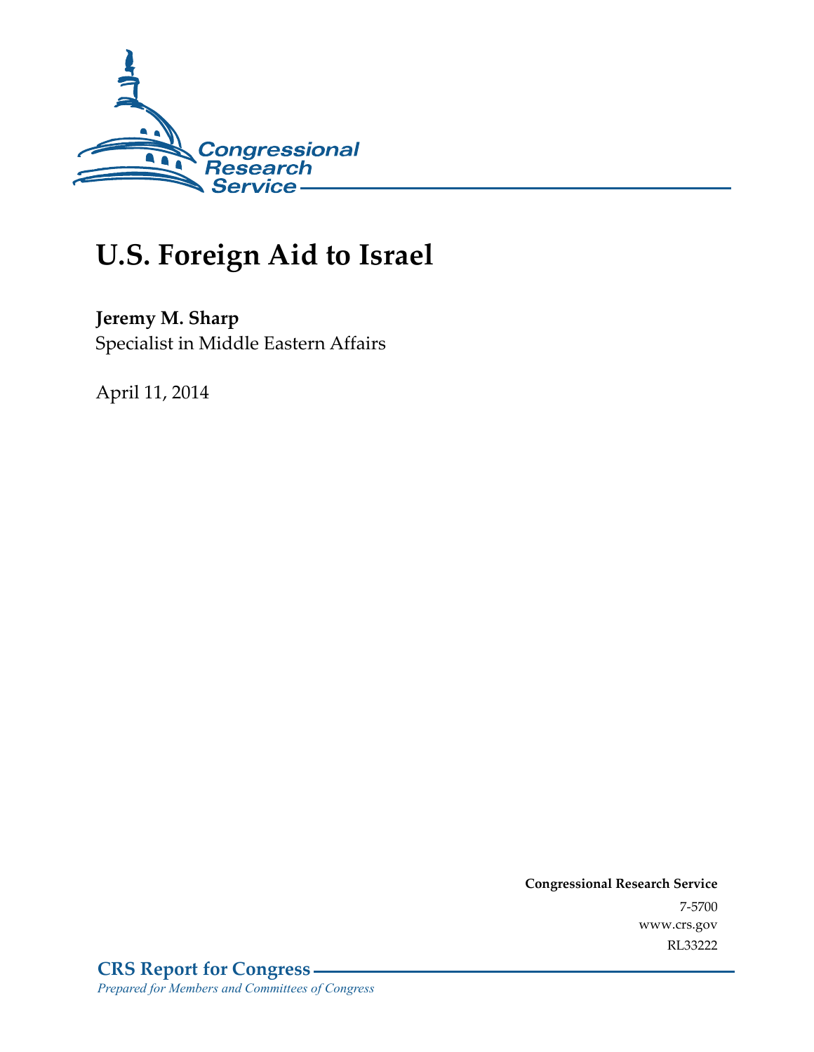Congressional Research Service

# U.S. Foreign Aid to Israel

**Jeremy M. Sharp**
Specialist in Middle Eastern Affairs

April 11, 2014

**Congressional Research Service**
7-5700
www.crs.gov
RL33222

**CRS Report for Congress**
*Prepared for Members and Committees of Congress*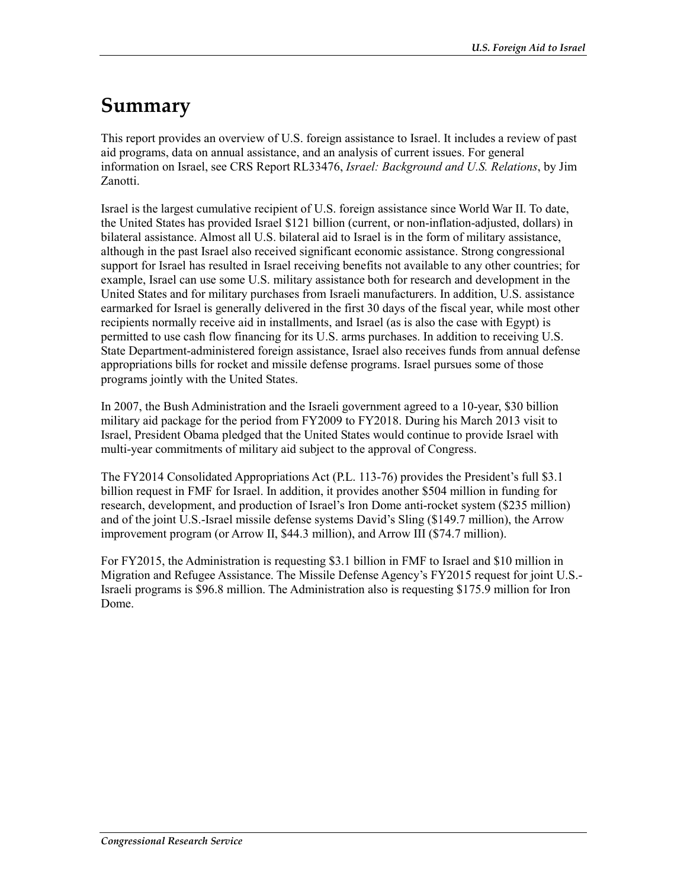# Summary

This report provides an overview of U.S. foreign assistance to Israel. It includes a review of past aid programs, data on annual assistance, and an analysis of current issues. For general information on Israel, see CRS Report RL33476, *Israel: Background and U.S. Relations*, by Jim Zanotti.

Israel is the largest cumulative recipient of U.S. foreign assistance since World War II. To date, the United States has provided Israel $121 billion (current, or non-inflation-adjusted, dollars) in bilateral assistance. Almost all U.S. bilateral aid to Israel is in the form of military assistance, although in the past Israel also received significant economic assistance. Strong congressional support for Israel has resulted in Israel receiving benefits not available to any other countries; for example, Israel can use some U.S. military assistance both for research and development in the United States and for military purchases from Israeli manufacturers. In addition, U.S. assistance earmarked for Israel is generally delivered in the first 30 days of the fiscal year, while most other recipients normally receive aid in installments, and Israel (as is also the case with Egypt) is permitted to use cash flow financing for its U.S. arms purchases. In addition to receiving U.S. State Department-administered foreign assistance, Israel also receives funds from annual defense appropriations bills for rocket and missile defense programs. Israel pursues some of those programs jointly with the United States.

In 2007, the Bush Administration and the Israeli government agreed to a 10-year, $30 billion military aid package for the period from FY2009 to FY2018. During his March 2013 visit to Israel, President Obama pledged that the United States would continue to provide Israel with multi-year commitments of military aid subject to the approval of Congress.

The FY2014 Consolidated Appropriations Act (P.L. 113-76) provides the President's full $3.1 billion request in FMF for Israel. In addition, it provides another $504 million in funding for research, development, and production of Israel's Iron Dome anti-rocket system ($235 million) and of the joint U.S.-Israel missile defense systems David's Sling ($149.7 million), the Arrow improvement program (or Arrow II, $44.3 million), and Arrow III ($74.7 million).

For FY2015, the Administration is requesting $3.1 billion in FMF to Israel and $10 million in Migration and Refugee Assistance. The Missile Defense Agency's FY2015 request for joint U.S.-Israeli programs is $96.8 million. The Administration also is requesting $175.9 million for Iron Dome.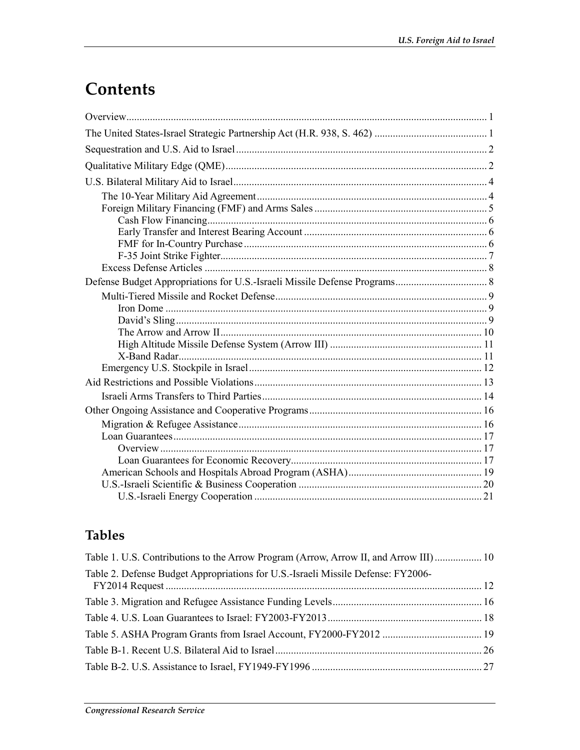# Contents

Overview ... 1

The United States-Israel Strategic Partnership Act (H.R. 938, S. 462) ... 1

Sequestration and U.S. Aid to Israel ... 2

Qualitative Military Edge (QME) ... 2

U.S. Bilateral Military Aid to Israel ... 4

- The 10-Year Military Aid Agreement ... 4
- Foreign Military Financing (FMF) and Arms Sales ... 5
  - Cash Flow Financing ... 6
  - Early Transfer and Interest Bearing Account ... 6
  - FMF for In-Country Purchase ... 6
  - F-35 Joint Strike Fighter ... 7
- Excess Defense Articles ... 8

Defense Budget Appropriations for U.S.-Israeli Missile Defense Programs ... 8

- Multi-Tiered Missile and Rocket Defense ... 9
  - Iron Dome ... 9
  - David's Sling ... 9
  - The Arrow and Arrow II ... 10
  - High Altitude Missile Defense System (Arrow III) ... 11
  - X-Band Radar ... 11
- Emergency U.S. Stockpile in Israel ... 12

Aid Restrictions and Possible Violations ... 13

- Israeli Arms Transfers to Third Parties ... 14

Other Ongoing Assistance and Cooperative Programs ... 16

- Migration & Refugee Assistance ... 16
- Loan Guarantees ... 17
  - Overview ... 17
  - Loan Guarantees for Economic Recovery ... 17
- American Schools and Hospitals Abroad Program (ASHA) ... 19
- U.S.-Israeli Scientific & Business Cooperation ... 20
  - U.S.-Israeli Energy Cooperation ... 21

## Tables

Table 1. U.S. Contributions to the Arrow Program (Arrow, Arrow II, and Arrow III) ... 10

Table 2. Defense Budget Appropriations for U.S.-Israeli Missile Defense: FY2006-FY2014 Request ... 12

Table 3. Migration and Refugee Assistance Funding Levels ... 16

Table 4. U.S. Loan Guarantees to Israel: FY2003-FY2013 ... 18

Table 5. ASHA Program Grants from Israel Account, FY2000-FY2012 ... 19

Table B-1. Recent U.S. Bilateral Aid to Israel ... 26

Table B-2. U.S. Assistance to Israel, FY1949-FY1996 ... 27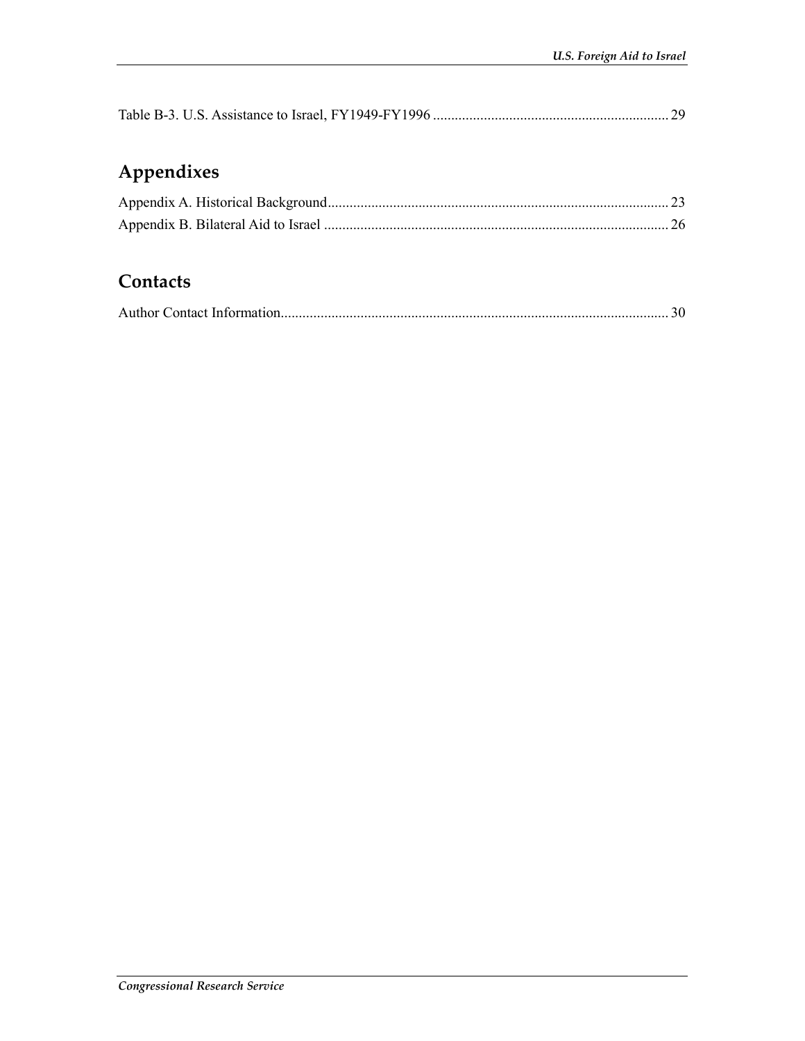Table B-3. U.S. Assistance to Israel, FY1949-FY1996 ................................................................. 29

## Appendixes

Appendix A. Historical Background............................................................................................. 23

Appendix B. Bilateral Aid to Israel .............................................................................................. 26

## Contacts

Author Contact Information.......................................................................................................... 30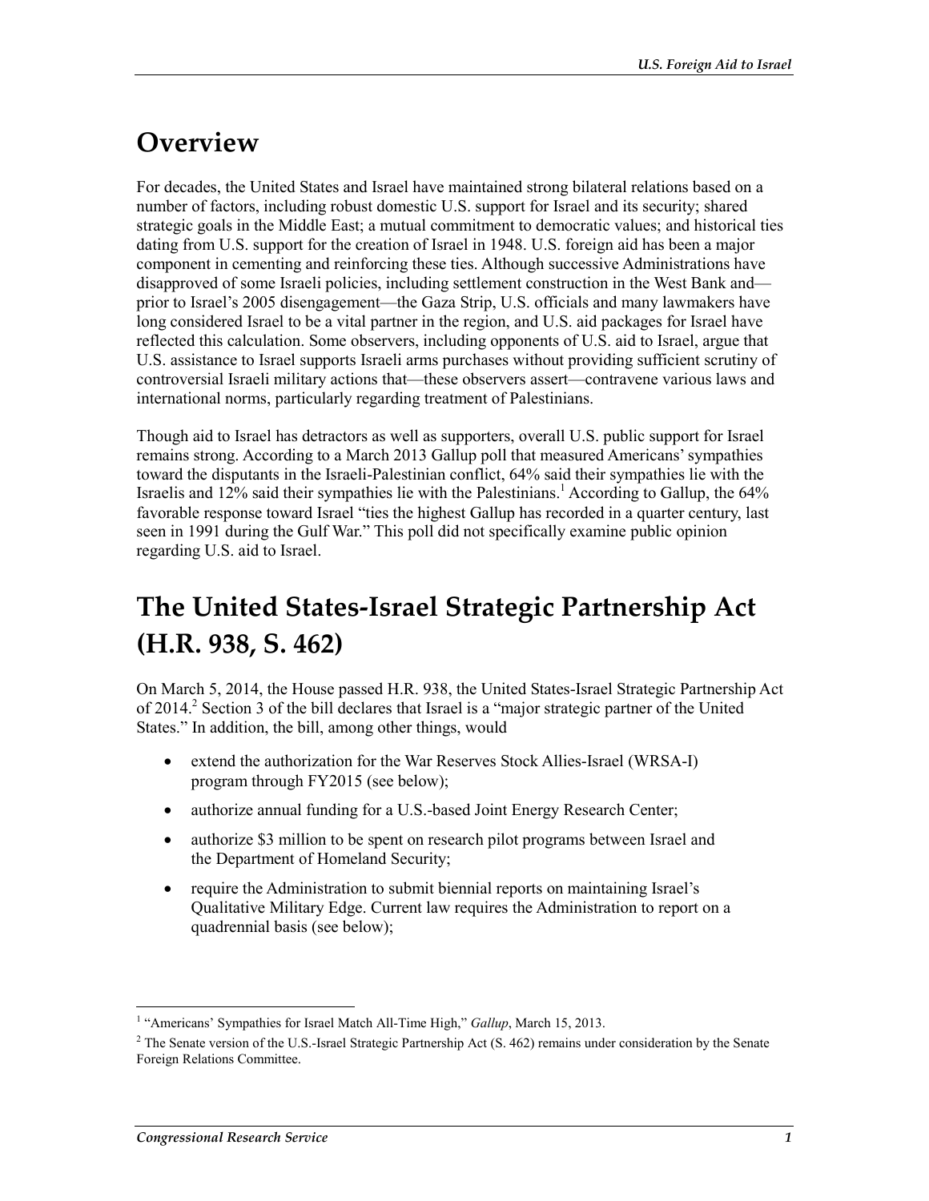# Overview

For decades, the United States and Israel have maintained strong bilateral relations based on a number of factors, including robust domestic U.S. support for Israel and its security; shared strategic goals in the Middle East; a mutual commitment to democratic values; and historical ties dating from U.S. support for the creation of Israel in 1948. U.S. foreign aid has been a major component in cementing and reinforcing these ties. Although successive Administrations have disapproved of some Israeli policies, including settlement construction in the West Bank and—prior to Israel's 2005 disengagement—the Gaza Strip, U.S. officials and many lawmakers have long considered Israel to be a vital partner in the region, and U.S. aid packages for Israel have reflected this calculation. Some observers, including opponents of U.S. aid to Israel, argue that U.S. assistance to Israel supports Israeli arms purchases without providing sufficient scrutiny of controversial Israeli military actions that—these observers assert—contravene various laws and international norms, particularly regarding treatment of Palestinians.

Though aid to Israel has detractors as well as supporters, overall U.S. public support for Israel remains strong. According to a March 2013 Gallup poll that measured Americans' sympathies toward the disputants in the Israeli-Palestinian conflict, 64% said their sympathies lie with the Israelis and 12% said their sympathies lie with the Palestinians.[1] According to Gallup, the 64% favorable response toward Israel "ties the highest Gallup has recorded in a quarter century, last seen in 1991 during the Gulf War." This poll did not specifically examine public opinion regarding U.S. aid to Israel.

# The United States-Israel Strategic Partnership Act (H.R. 938, S. 462)

On March 5, 2014, the House passed H.R. 938, the United States-Israel Strategic Partnership Act of 2014.[2] Section 3 of the bill declares that Israel is a "major strategic partner of the United States." In addition, the bill, among other things, would

- extend the authorization for the War Reserves Stock Allies-Israel (WRSA-I) program through FY2015 (see below);
- authorize annual funding for a U.S.-based Joint Energy Research Center;
- authorize $3 million to be spent on research pilot programs between Israel and the Department of Homeland Security;
- require the Administration to submit biennial reports on maintaining Israel's Qualitative Military Edge. Current law requires the Administration to report on a quadrennial basis (see below);

[1] "Americans' Sympathies for Israel Match All-Time High," *Gallup*, March 15, 2013.

[2] The Senate version of the U.S.-Israel Strategic Partnership Act (S. 462) remains under consideration by the Senate Foreign Relations Committee.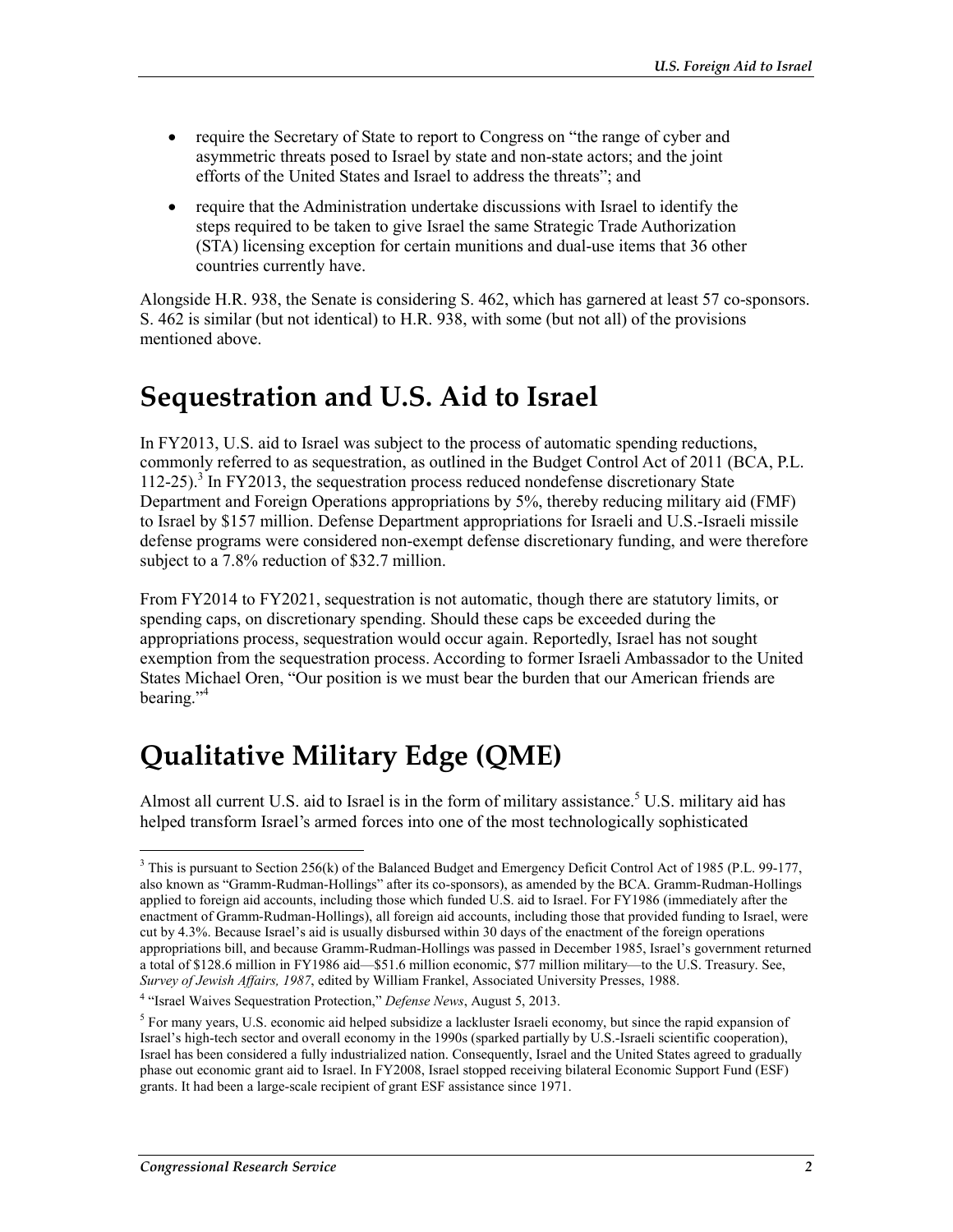- require the Secretary of State to report to Congress on "the range of cyber and asymmetric threats posed to Israel by state and non-state actors; and the joint efforts of the United States and Israel to address the threats"; and
- require that the Administration undertake discussions with Israel to identify the steps required to be taken to give Israel the same Strategic Trade Authorization (STA) licensing exception for certain munitions and dual-use items that 36 other countries currently have.

Alongside H.R. 938, the Senate is considering S. 462, which has garnered at least 57 co-sponsors. S. 462 is similar (but not identical) to H.R. 938, with some (but not all) of the provisions mentioned above.

# Sequestration and U.S. Aid to Israel

In FY2013, U.S. aid to Israel was subject to the process of automatic spending reductions, commonly referred to as sequestration, as outlined in the Budget Control Act of 2011 (BCA, P.L. 112-25).[3] In FY2013, the sequestration process reduced nondefense discretionary State Department and Foreign Operations appropriations by 5%, thereby reducing military aid (FMF) to Israel by $157 million. Defense Department appropriations for Israeli and U.S.-Israeli missile defense programs were considered non-exempt defense discretionary funding, and were therefore subject to a 7.8% reduction of $32.7 million.

From FY2014 to FY2021, sequestration is not automatic, though there are statutory limits, or spending caps, on discretionary spending. Should these caps be exceeded during the appropriations process, sequestration would occur again. Reportedly, Israel has not sought exemption from the sequestration process. According to former Israeli Ambassador to the United States Michael Oren, "Our position is we must bear the burden that our American friends are bearing."[4]

# Qualitative Military Edge (QME)

Almost all current U.S. aid to Israel is in the form of military assistance.[5] U.S. military aid has helped transform Israel's armed forces into one of the most technologically sophisticated

---

[3] This is pursuant to Section 256(k) of the Balanced Budget and Emergency Deficit Control Act of 1985 (P.L. 99-177, also known as "Gramm-Rudman-Hollings" after its co-sponsors), as amended by the BCA. Gramm-Rudman-Hollings applied to foreign aid accounts, including those which funded U.S. aid to Israel. For FY1986 (immediately after the enactment of Gramm-Rudman-Hollings), all foreign aid accounts, including those that provided funding to Israel, were cut by 4.3%. Because Israel's aid is usually disbursed within 30 days of the enactment of the foreign operations appropriations bill, and because Gramm-Rudman-Hollings was passed in December 1985, Israel's government returned a total of $128.6 million in FY1986 aid—$51.6 million economic, $77 million military—to the U.S. Treasury. See, *Survey of Jewish Affairs, 1987*, edited by William Frankel, Associated University Presses, 1988.

[4] "Israel Waives Sequestration Protection," *Defense News*, August 5, 2013.

[5] For many years, U.S. economic aid helped subsidize a lackluster Israeli economy, but since the rapid expansion of Israel's high-tech sector and overall economy in the 1990s (sparked partially by U.S.-Israeli scientific cooperation), Israel has been considered a fully industrialized nation. Consequently, Israel and the United States agreed to gradually phase out economic grant aid to Israel. In FY2008, Israel stopped receiving bilateral Economic Support Fund (ESF) grants. It had been a large-scale recipient of grant ESF assistance since 1971.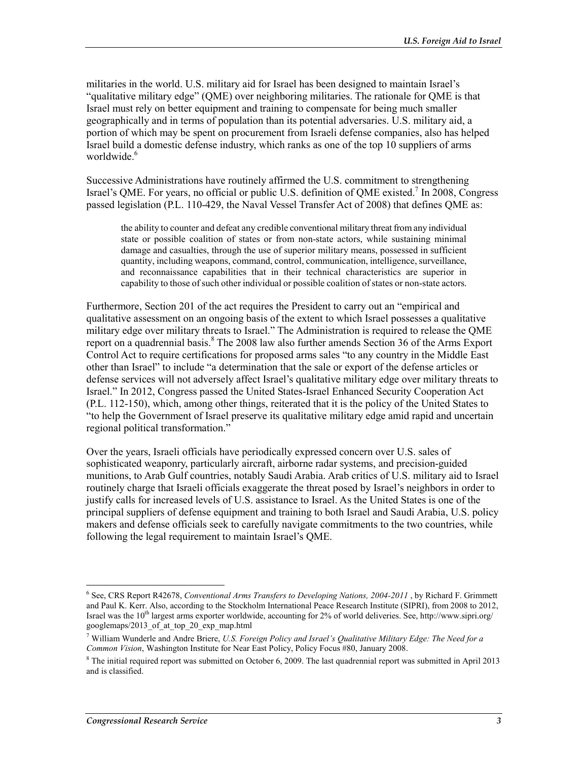militaries in the world. U.S. military aid for Israel has been designed to maintain Israel's "qualitative military edge" (QME) over neighboring militaries. The rationale for QME is that Israel must rely on better equipment and training to compensate for being much smaller geographically and in terms of population than its potential adversaries. U.S. military aid, a portion of which may be spent on procurement from Israeli defense companies, also has helped Israel build a domestic defense industry, which ranks as one of the top 10 suppliers of arms worldwide.[6]

Successive Administrations have routinely affirmed the U.S. commitment to strengthening Israel's QME. For years, no official or public U.S. definition of QME existed.[7] In 2008, Congress passed legislation (P.L. 110-429, the Naval Vessel Transfer Act of 2008) that defines QME as:

> the ability to counter and defeat any credible conventional military threat from any individual state or possible coalition of states or from non-state actors, while sustaining minimal damage and casualties, through the use of superior military means, possessed in sufficient quantity, including weapons, command, control, communication, intelligence, surveillance, and reconnaissance capabilities that in their technical characteristics are superior in capability to those of such other individual or possible coalition of states or non-state actors.

Furthermore, Section 201 of the act requires the President to carry out an "empirical and qualitative assessment on an ongoing basis of the extent to which Israel possesses a qualitative military edge over military threats to Israel." The Administration is required to release the QME report on a quadrennial basis.[8] The 2008 law also further amends Section 36 of the Arms Export Control Act to require certifications for proposed arms sales "to any country in the Middle East other than Israel" to include "a determination that the sale or export of the defense articles or defense services will not adversely affect Israel's qualitative military edge over military threats to Israel." In 2012, Congress passed the United States-Israel Enhanced Security Cooperation Act (P.L. 112-150), which, among other things, reiterated that it is the policy of the United States to "to help the Government of Israel preserve its qualitative military edge amid rapid and uncertain regional political transformation."

Over the years, Israeli officials have periodically expressed concern over U.S. sales of sophisticated weaponry, particularly aircraft, airborne radar systems, and precision-guided munitions, to Arab Gulf countries, notably Saudi Arabia. Arab critics of U.S. military aid to Israel routinely charge that Israeli officials exaggerate the threat posed by Israel's neighbors in order to justify calls for increased levels of U.S. assistance to Israel. As the United States is one of the principal suppliers of defense equipment and training to both Israel and Saudi Arabia, U.S. policy makers and defense officials seek to carefully navigate commitments to the two countries, while following the legal requirement to maintain Israel's QME.

---

[6] See, CRS Report R42678, *Conventional Arms Transfers to Developing Nations, 2004-2011* , by Richard F. Grimmett and Paul K. Kerr. Also, according to the Stockholm International Peace Research Institute (SIPRI), from 2008 to 2012, Israel was the 10th largest arms exporter worldwide, accounting for 2% of world deliveries. See, http://www.sipri.org/googlemaps/2013_of_at_top_20_exp_map.html

[7] William Wunderle and Andre Briere, *U.S. Foreign Policy and Israel's Qualitative Military Edge: The Need for a Common Vision*, Washington Institute for Near East Policy, Policy Focus #80, January 2008.

[8] The initial required report was submitted on October 6, 2009. The last quadrennial report was submitted in April 2013 and is classified.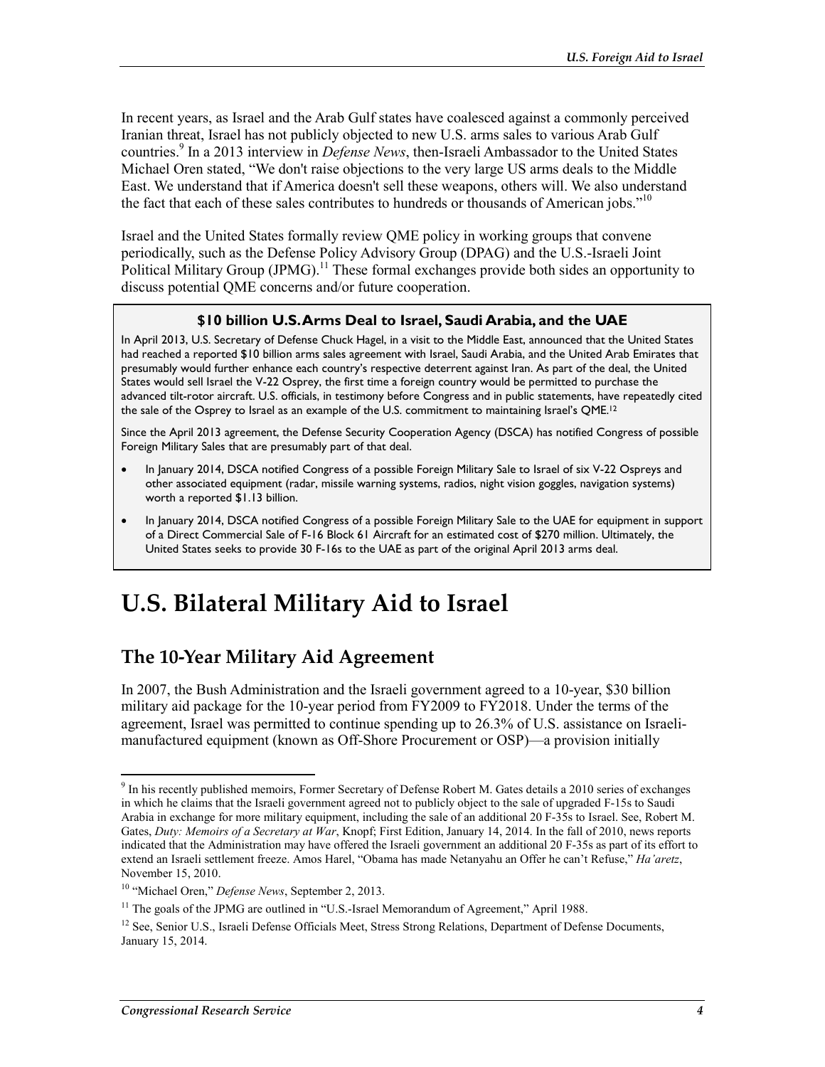In recent years, as Israel and the Arab Gulf states have coalesced against a commonly perceived Iranian threat, Israel has not publicly objected to new U.S. arms sales to various Arab Gulf countries.[9] In a 2013 interview in *Defense News*, then-Israeli Ambassador to the United States Michael Oren stated, "We don't raise objections to the very large US arms deals to the Middle East. We understand that if America doesn't sell these weapons, others will. We also understand the fact that each of these sales contributes to hundreds or thousands of American jobs."[10]

Israel and the United States formally review QME policy in working groups that convene periodically, such as the Defense Policy Advisory Group (DPAG) and the U.S.-Israeli Joint Political Military Group (JPMG).[11] These formal exchanges provide both sides an opportunity to discuss potential QME concerns and/or future cooperation.

**$10 billion U.S. Arms Deal to Israel, Saudi Arabia, and the UAE**

In April 2013, U.S. Secretary of Defense Chuck Hagel, in a visit to the Middle East, announced that the United States had reached a reported $10 billion arms sales agreement with Israel, Saudi Arabia, and the United Arab Emirates that presumably would further enhance each country's respective deterrent against Iran. As part of the deal, the United States would sell Israel the V-22 Osprey, the first time a foreign country would be permitted to purchase the advanced tilt-rotor aircraft. U.S. officials, in testimony before Congress and in public statements, have repeatedly cited the sale of the Osprey to Israel as an example of the U.S. commitment to maintaining Israel's QME.[12]

Since the April 2013 agreement, the Defense Security Cooperation Agency (DSCA) has notified Congress of possible Foreign Military Sales that are presumably part of that deal.

- In January 2014, DSCA notified Congress of a possible Foreign Military Sale to Israel of six V-22 Ospreys and other associated equipment (radar, missile warning systems, radios, night vision goggles, navigation systems) worth a reported $1.13 billion.
- In January 2014, DSCA notified Congress of a possible Foreign Military Sale to the UAE for equipment in support of a Direct Commercial Sale of F-16 Block 61 Aircraft for an estimated cost of $270 million. Ultimately, the United States seeks to provide 30 F-16s to the UAE as part of the original April 2013 arms deal.

# U.S. Bilateral Military Aid to Israel

## The 10-Year Military Aid Agreement

In 2007, the Bush Administration and the Israeli government agreed to a 10-year, $30 billion military aid package for the 10-year period from FY2009 to FY2018. Under the terms of the agreement, Israel was permitted to continue spending up to 26.3% of U.S. assistance on Israeli-manufactured equipment (known as Off-Shore Procurement or OSP)—a provision initially

---

[9] In his recently published memoirs, Former Secretary of Defense Robert M. Gates details a 2010 series of exchanges in which he claims that the Israeli government agreed not to publicly object to the sale of upgraded F-15s to Saudi Arabia in exchange for more military equipment, including the sale of an additional 20 F-35s to Israel. See, Robert M. Gates, *Duty: Memoirs of a Secretary at War*, Knopf; First Edition, January 14, 2014. In the fall of 2010, news reports indicated that the Administration may have offered the Israeli government an additional 20 F-35s as part of its effort to extend an Israeli settlement freeze. Amos Harel, "Obama has made Netanyahu an Offer he can't Refuse," *Ha'aretz*, November 15, 2010.

[10] "Michael Oren," *Defense News*, September 2, 2013.

[11] The goals of the JPMG are outlined in "U.S.-Israel Memorandum of Agreement," April 1988.

[12] See, Senior U.S., Israeli Defense Officials Meet, Stress Strong Relations, Department of Defense Documents, January 15, 2014.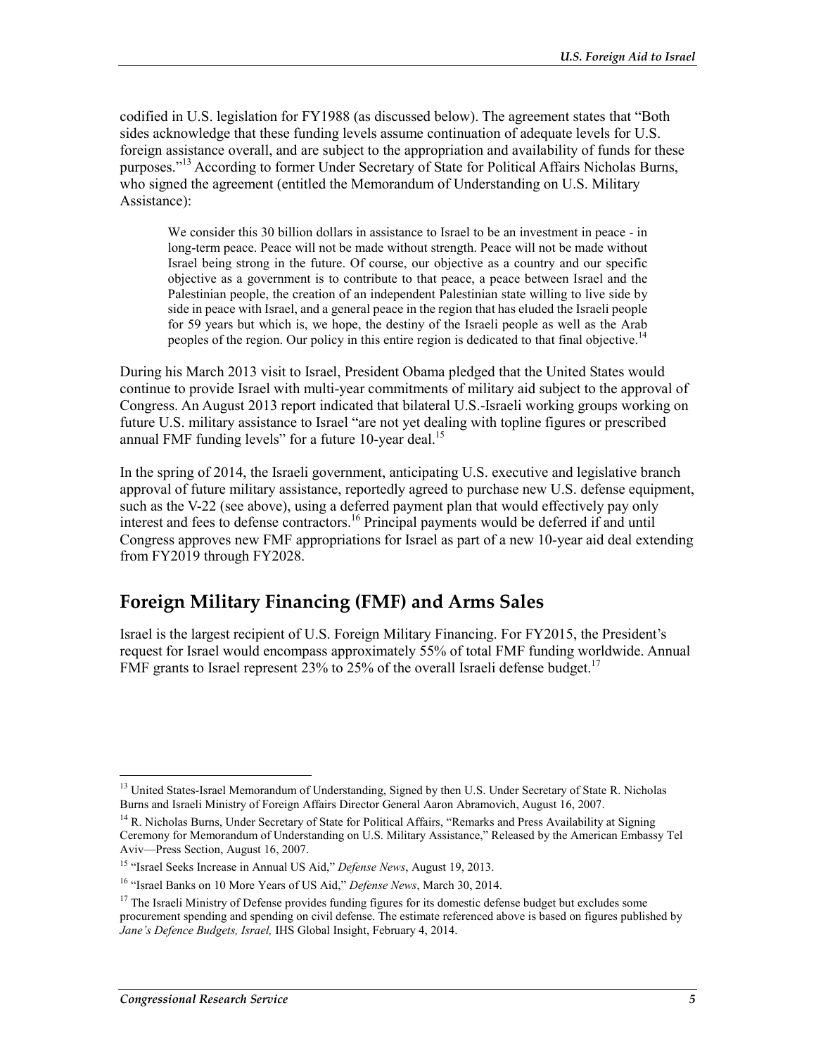codified in U.S. legislation for FY1988 (as discussed below). The agreement states that "Both sides acknowledge that these funding levels assume continuation of adequate levels for U.S. foreign assistance overall, and are subject to the appropriation and availability of funds for these purposes."[13] According to former Under Secretary of State for Political Affairs Nicholas Burns, who signed the agreement (entitled the Memorandum of Understanding on U.S. Military Assistance):

> We consider this 30 billion dollars in assistance to Israel to be an investment in peace - in long-term peace. Peace will not be made without strength. Peace will not be made without Israel being strong in the future. Of course, our objective as a country and our specific objective as a government is to contribute to that peace, a peace between Israel and the Palestinian people, the creation of an independent Palestinian state willing to live side by side in peace with Israel, and a general peace in the region that has eluded the Israeli people for 59 years but which is, we hope, the destiny of the Israeli people as well as the Arab peoples of the region. Our policy in this entire region is dedicated to that final objective.[14]

During his March 2013 visit to Israel, President Obama pledged that the United States would continue to provide Israel with multi-year commitments of military aid subject to the approval of Congress. An August 2013 report indicated that bilateral U.S.-Israeli working groups working on future U.S. military assistance to Israel "are not yet dealing with topline figures or prescribed annual FMF funding levels" for a future 10-year deal.[15]

In the spring of 2014, the Israeli government, anticipating U.S. executive and legislative branch approval of future military assistance, reportedly agreed to purchase new U.S. defense equipment, such as the V-22 (see above), using a deferred payment plan that would effectively pay only interest and fees to defense contractors.[16] Principal payments would be deferred if and until Congress approves new FMF appropriations for Israel as part of a new 10-year aid deal extending from FY2019 through FY2028.

## Foreign Military Financing (FMF) and Arms Sales

Israel is the largest recipient of U.S. Foreign Military Financing. For FY2015, the President's request for Israel would encompass approximately 55% of total FMF funding worldwide. Annual FMF grants to Israel represent 23% to 25% of the overall Israeli defense budget.[17]

---

[13] United States-Israel Memorandum of Understanding, Signed by then U.S. Under Secretary of State R. Nicholas Burns and Israeli Ministry of Foreign Affairs Director General Aaron Abramovich, August 16, 2007.

[14] R. Nicholas Burns, Under Secretary of State for Political Affairs, "Remarks and Press Availability at Signing Ceremony for Memorandum of Understanding on U.S. Military Assistance," Released by the American Embassy Tel Aviv—Press Section, August 16, 2007.

[15] "Israel Seeks Increase in Annual US Aid," *Defense News*, August 19, 2013.

[16] "Israel Banks on 10 More Years of US Aid," *Defense News*, March 30, 2014.

[17] The Israeli Ministry of Defense provides funding figures for its domestic defense budget but excludes some procurement spending and spending on civil defense. The estimate referenced above is based on figures published by *Jane's Defence Budgets, Israel,* IHS Global Insight, February 4, 2014.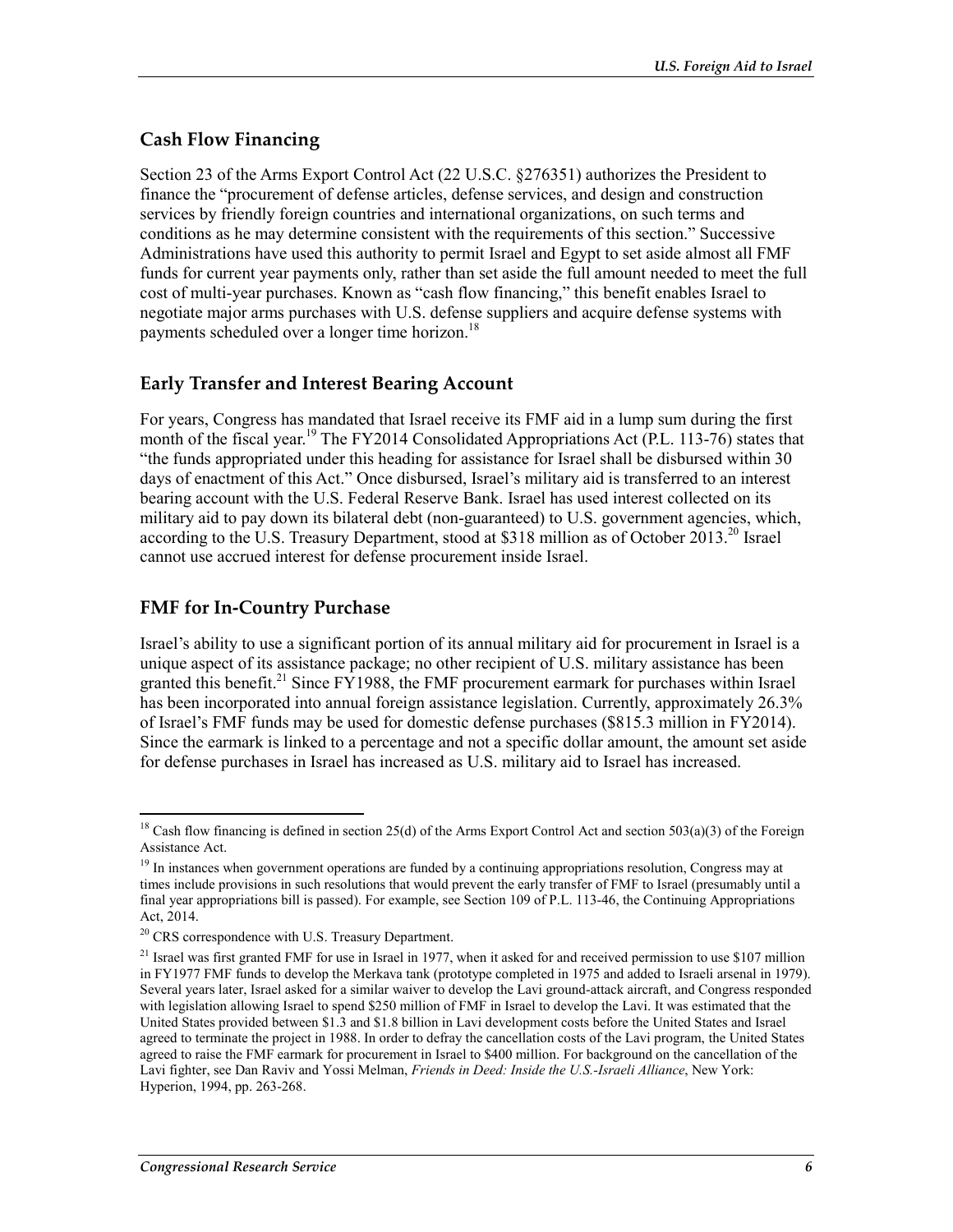## Cash Flow Financing

Section 23 of the Arms Export Control Act (22 U.S.C. §276351) authorizes the President to finance the "procurement of defense articles, defense services, and design and construction services by friendly foreign countries and international organizations, on such terms and conditions as he may determine consistent with the requirements of this section." Successive Administrations have used this authority to permit Israel and Egypt to set aside almost all FMF funds for current year payments only, rather than set aside the full amount needed to meet the full cost of multi-year purchases. Known as "cash flow financing," this benefit enables Israel to negotiate major arms purchases with U.S. defense suppliers and acquire defense systems with payments scheduled over a longer time horizon.[18]

## Early Transfer and Interest Bearing Account

For years, Congress has mandated that Israel receive its FMF aid in a lump sum during the first month of the fiscal year.[19] The FY2014 Consolidated Appropriations Act (P.L. 113-76) states that "the funds appropriated under this heading for assistance for Israel shall be disbursed within 30 days of enactment of this Act." Once disbursed, Israel's military aid is transferred to an interest bearing account with the U.S. Federal Reserve Bank. Israel has used interest collected on its military aid to pay down its bilateral debt (non-guaranteed) to U.S. government agencies, which, according to the U.S. Treasury Department, stood at $318 million as of October 2013.[20] Israel cannot use accrued interest for defense procurement inside Israel.

## FMF for In-Country Purchase

Israel's ability to use a significant portion of its annual military aid for procurement in Israel is a unique aspect of its assistance package; no other recipient of U.S. military assistance has been granted this benefit.[21] Since FY1988, the FMF procurement earmark for purchases within Israel has been incorporated into annual foreign assistance legislation. Currently, approximately 26.3% of Israel's FMF funds may be used for domestic defense purchases ($815.3 million in FY2014). Since the earmark is linked to a percentage and not a specific dollar amount, the amount set aside for defense purchases in Israel has increased as U.S. military aid to Israel has increased.

---

[18] Cash flow financing is defined in section 25(d) of the Arms Export Control Act and section 503(a)(3) of the Foreign Assistance Act.

[19] In instances when government operations are funded by a continuing appropriations resolution, Congress may at times include provisions in such resolutions that would prevent the early transfer of FMF to Israel (presumably until a final year appropriations bill is passed). For example, see Section 109 of P.L. 113-46, the Continuing Appropriations Act, 2014.

[20] CRS correspondence with U.S. Treasury Department.

[21] Israel was first granted FMF for use in Israel in 1977, when it asked for and received permission to use $107 million in FY1977 FMF funds to develop the Merkava tank (prototype completed in 1975 and added to Israeli arsenal in 1979). Several years later, Israel asked for a similar waiver to develop the Lavi ground-attack aircraft, and Congress responded with legislation allowing Israel to spend $250 million of FMF in Israel to develop the Lavi. It was estimated that the United States provided between $1.3 and $1.8 billion in Lavi development costs before the United States and Israel agreed to terminate the project in 1988. In order to defray the cancellation costs of the Lavi program, the United States agreed to raise the FMF earmark for procurement in Israel to $400 million. For background on the cancellation of the Lavi fighter, see Dan Raviv and Yossi Melman, *Friends in Deed: Inside the U.S.-Israeli Alliance*, New York: Hyperion, 1994, pp. 263-268.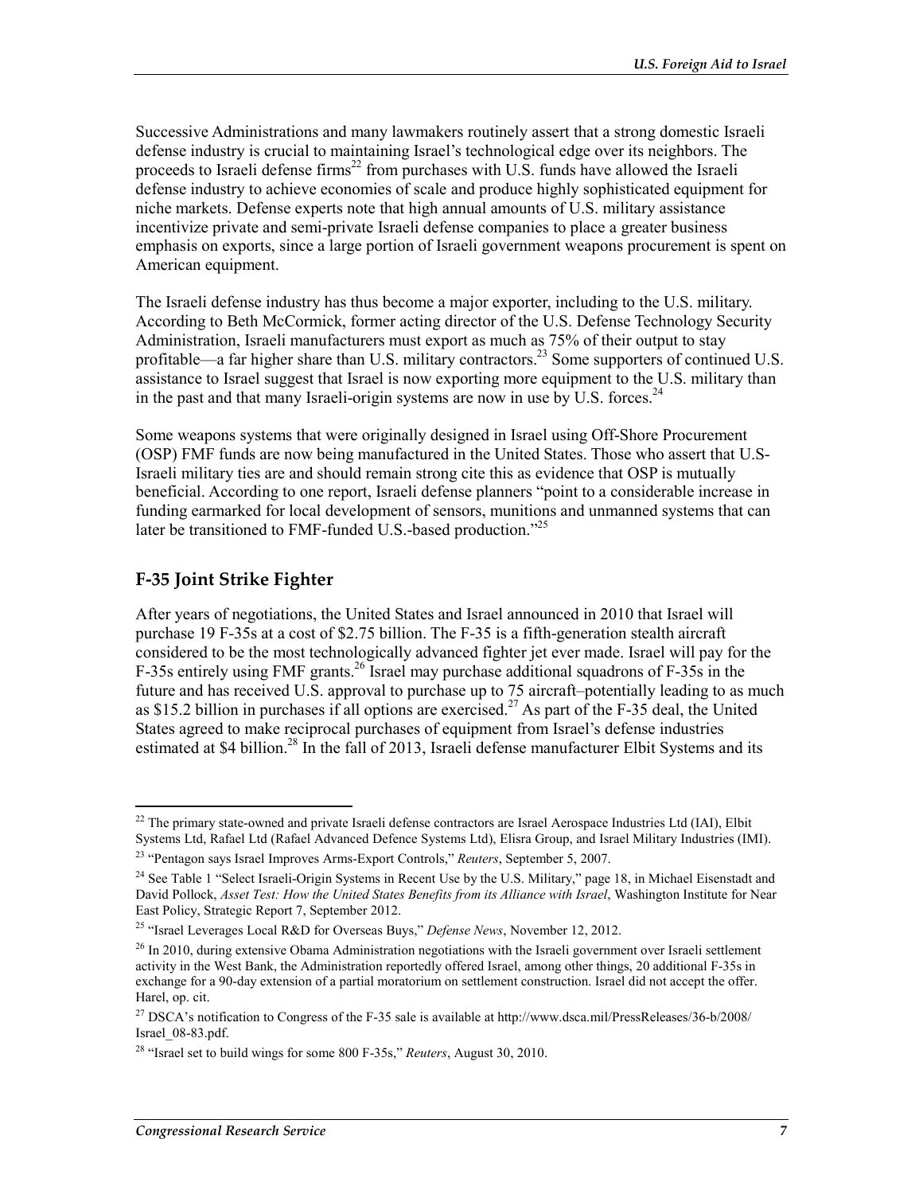Successive Administrations and many lawmakers routinely assert that a strong domestic Israeli defense industry is crucial to maintaining Israel's technological edge over its neighbors. The proceeds to Israeli defense firms[22] from purchases with U.S. funds have allowed the Israeli defense industry to achieve economies of scale and produce highly sophisticated equipment for niche markets. Defense experts note that high annual amounts of U.S. military assistance incentivize private and semi-private Israeli defense companies to place a greater business emphasis on exports, since a large portion of Israeli government weapons procurement is spent on American equipment.

The Israeli defense industry has thus become a major exporter, including to the U.S. military. According to Beth McCormick, former acting director of the U.S. Defense Technology Security Administration, Israeli manufacturers must export as much as 75% of their output to stay profitable—a far higher share than U.S. military contractors.[23] Some supporters of continued U.S. assistance to Israel suggest that Israel is now exporting more equipment to the U.S. military than in the past and that many Israeli-origin systems are now in use by U.S. forces.[24]

Some weapons systems that were originally designed in Israel using Off-Shore Procurement (OSP) FMF funds are now being manufactured in the United States. Those who assert that U.S-Israeli military ties are and should remain strong cite this as evidence that OSP is mutually beneficial. According to one report, Israeli defense planners "point to a considerable increase in funding earmarked for local development of sensors, munitions and unmanned systems that can later be transitioned to FMF-funded U.S.-based production."[25]

## F-35 Joint Strike Fighter

After years of negotiations, the United States and Israel announced in 2010 that Israel will purchase 19 F-35s at a cost of $2.75 billion. The F-35 is a fifth-generation stealth aircraft considered to be the most technologically advanced fighter jet ever made. Israel will pay for the F-35s entirely using FMF grants.[26] Israel may purchase additional squadrons of F-35s in the future and has received U.S. approval to purchase up to 75 aircraft–potentially leading to as much as $15.2 billion in purchases if all options are exercised.[27] As part of the F-35 deal, the United States agreed to make reciprocal purchases of equipment from Israel's defense industries estimated at $4 billion.[28] In the fall of 2013, Israeli defense manufacturer Elbit Systems and its

---

[22] The primary state-owned and private Israeli defense contractors are Israel Aerospace Industries Ltd (IAI), Elbit Systems Ltd, Rafael Ltd (Rafael Advanced Defence Systems Ltd), Elisra Group, and Israel Military Industries (IMI).

[23] "Pentagon says Israel Improves Arms-Export Controls," *Reuters*, September 5, 2007.

[24] See Table 1 "Select Israeli-Origin Systems in Recent Use by the U.S. Military," page 18, in Michael Eisenstadt and David Pollock, *Asset Test: How the United States Benefits from its Alliance with Israel*, Washington Institute for Near East Policy, Strategic Report 7, September 2012.

[25] "Israel Leverages Local R&D for Overseas Buys," *Defense News*, November 12, 2012.

[26] In 2010, during extensive Obama Administration negotiations with the Israeli government over Israeli settlement activity in the West Bank, the Administration reportedly offered Israel, among other things, 20 additional F-35s in exchange for a 90-day extension of a partial moratorium on settlement construction. Israel did not accept the offer. Harel, op. cit.

[27] DSCA's notification to Congress of the F-35 sale is available at http://www.dsca.mil/PressReleases/36-b/2008/Israel_08-83.pdf.

[28] "Israel set to build wings for some 800 F-35s," *Reuters*, August 30, 2010.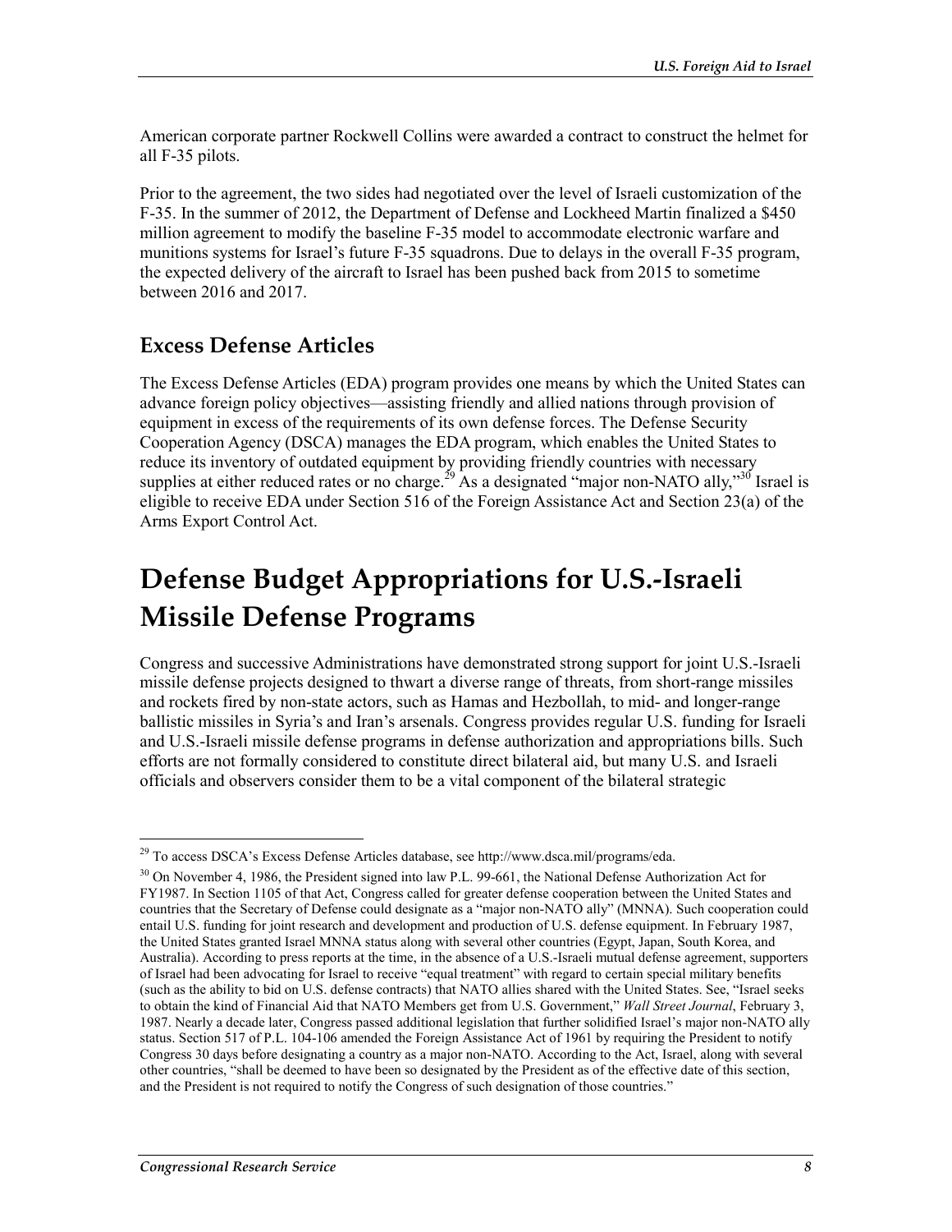American corporate partner Rockwell Collins were awarded a contract to construct the helmet for all F-35 pilots.

Prior to the agreement, the two sides had negotiated over the level of Israeli customization of the F-35. In the summer of 2012, the Department of Defense and Lockheed Martin finalized a $450 million agreement to modify the baseline F-35 model to accommodate electronic warfare and munitions systems for Israel's future F-35 squadrons. Due to delays in the overall F-35 program, the expected delivery of the aircraft to Israel has been pushed back from 2015 to sometime between 2016 and 2017.

## Excess Defense Articles

The Excess Defense Articles (EDA) program provides one means by which the United States can advance foreign policy objectives—assisting friendly and allied nations through provision of equipment in excess of the requirements of its own defense forces. The Defense Security Cooperation Agency (DSCA) manages the EDA program, which enables the United States to reduce its inventory of outdated equipment by providing friendly countries with necessary supplies at either reduced rates or no charge.[29] As a designated "major non-NATO ally,"[30] Israel is eligible to receive EDA under Section 516 of the Foreign Assistance Act and Section 23(a) of the Arms Export Control Act.

# Defense Budget Appropriations for U.S.-Israeli Missile Defense Programs

Congress and successive Administrations have demonstrated strong support for joint U.S.-Israeli missile defense projects designed to thwart a diverse range of threats, from short-range missiles and rockets fired by non-state actors, such as Hamas and Hezbollah, to mid- and longer-range ballistic missiles in Syria's and Iran's arsenals. Congress provides regular U.S. funding for Israeli and U.S.-Israeli missile defense programs in defense authorization and appropriations bills. Such efforts are not formally considered to constitute direct bilateral aid, but many U.S. and Israeli officials and observers consider them to be a vital component of the bilateral strategic

---

[29] To access DSCA's Excess Defense Articles database, see http://www.dsca.mil/programs/eda.

[30] On November 4, 1986, the President signed into law P.L. 99-661, the National Defense Authorization Act for FY1987. In Section 1105 of that Act, Congress called for greater defense cooperation between the United States and countries that the Secretary of Defense could designate as a "major non-NATO ally" (MNNA). Such cooperation could entail U.S. funding for joint research and development and production of U.S. defense equipment. In February 1987, the United States granted Israel MNNA status along with several other countries (Egypt, Japan, South Korea, and Australia). According to press reports at the time, in the absence of a U.S.-Israeli mutual defense agreement, supporters of Israel had been advocating for Israel to receive "equal treatment" with regard to certain special military benefits (such as the ability to bid on U.S. defense contracts) that NATO allies shared with the United States. See, "Israel seeks to obtain the kind of Financial Aid that NATO Members get from U.S. Government," *Wall Street Journal*, February 3, 1987. Nearly a decade later, Congress passed additional legislation that further solidified Israel's major non-NATO ally status. Section 517 of P.L. 104-106 amended the Foreign Assistance Act of 1961 by requiring the President to notify Congress 30 days before designating a country as a major non-NATO. According to the Act, Israel, along with several other countries, "shall be deemed to have been so designated by the President as of the effective date of this section, and the President is not required to notify the Congress of such designation of those countries."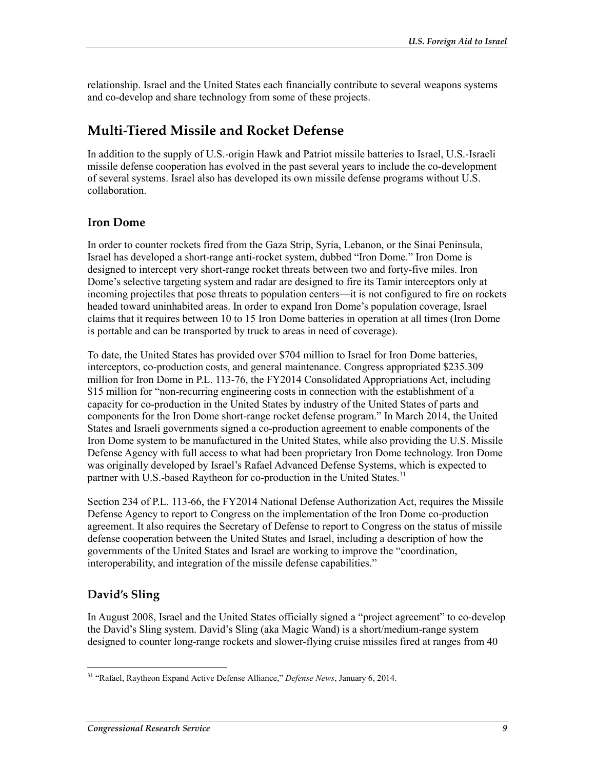relationship. Israel and the United States each financially contribute to several weapons systems and co-develop and share technology from some of these projects.

## Multi-Tiered Missile and Rocket Defense

In addition to the supply of U.S.-origin Hawk and Patriot missile batteries to Israel, U.S.-Israeli missile defense cooperation has evolved in the past several years to include the co-development of several systems. Israel also has developed its own missile defense programs without U.S. collaboration.

### Iron Dome

In order to counter rockets fired from the Gaza Strip, Syria, Lebanon, or the Sinai Peninsula, Israel has developed a short-range anti-rocket system, dubbed "Iron Dome." Iron Dome is designed to intercept very short-range rocket threats between two and forty-five miles. Iron Dome's selective targeting system and radar are designed to fire its Tamir interceptors only at incoming projectiles that pose threats to population centers—it is not configured to fire on rockets headed toward uninhabited areas. In order to expand Iron Dome's population coverage, Israel claims that it requires between 10 to 15 Iron Dome batteries in operation at all times (Iron Dome is portable and can be transported by truck to areas in need of coverage).

To date, the United States has provided over $704 million to Israel for Iron Dome batteries, interceptors, co-production costs, and general maintenance. Congress appropriated $235.309 million for Iron Dome in P.L. 113-76, the FY2014 Consolidated Appropriations Act, including $15 million for "non-recurring engineering costs in connection with the establishment of a capacity for co-production in the United States by industry of the United States of parts and components for the Iron Dome short-range rocket defense program." In March 2014, the United States and Israeli governments signed a co-production agreement to enable components of the Iron Dome system to be manufactured in the United States, while also providing the U.S. Missile Defense Agency with full access to what had been proprietary Iron Dome technology. Iron Dome was originally developed by Israel's Rafael Advanced Defense Systems, which is expected to partner with U.S.-based Raytheon for co-production in the United States.[31]

Section 234 of P.L. 113-66, the FY2014 National Defense Authorization Act, requires the Missile Defense Agency to report to Congress on the implementation of the Iron Dome co-production agreement. It also requires the Secretary of Defense to report to Congress on the status of missile defense cooperation between the United States and Israel, including a description of how the governments of the United States and Israel are working to improve the "coordination, interoperability, and integration of the missile defense capabilities."

### David's Sling

In August 2008, Israel and the United States officially signed a "project agreement" to co-develop the David's Sling system. David's Sling (aka Magic Wand) is a short/medium-range system designed to counter long-range rockets and slower-flying cruise missiles fired at ranges from 40

[31] "Rafael, Raytheon Expand Active Defense Alliance," *Defense News*, January 6, 2014.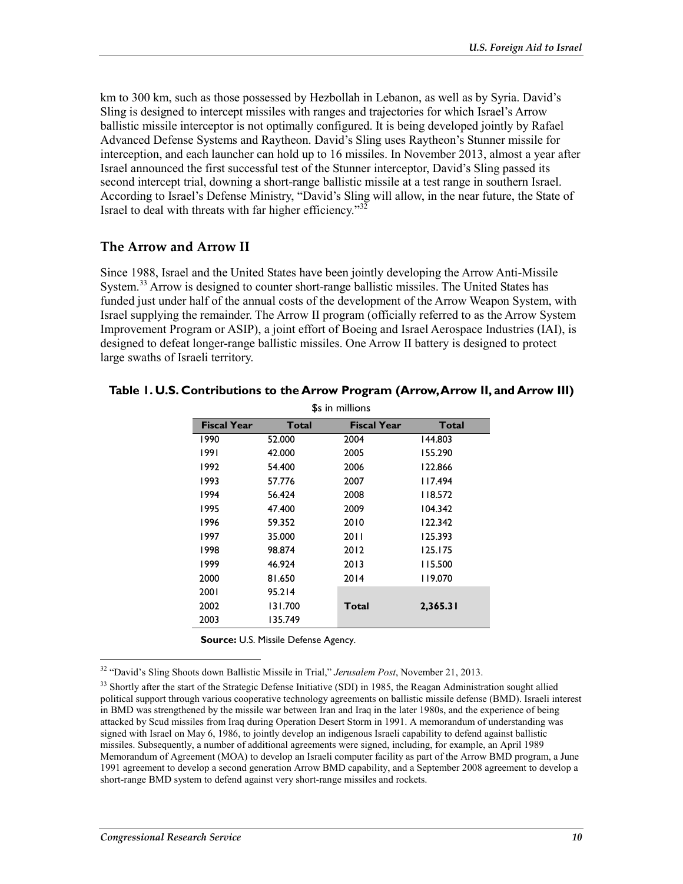km to 300 km, such as those possessed by Hezbollah in Lebanon, as well as by Syria. David's Sling is designed to intercept missiles with ranges and trajectories for which Israel's Arrow ballistic missile interceptor is not optimally configured. It is being developed jointly by Rafael Advanced Defense Systems and Raytheon. David's Sling uses Raytheon's Stunner missile for interception, and each launcher can hold up to 16 missiles. In November 2013, almost a year after Israel announced the first successful test of the Stunner interceptor, David's Sling passed its second intercept trial, downing a short-range ballistic missile at a test range in southern Israel. According to Israel's Defense Ministry, "David's Sling will allow, in the near future, the State of Israel to deal with threats with far higher efficiency."[32]

### The Arrow and Arrow II

Since 1988, Israel and the United States have been jointly developing the Arrow Anti-Missile System.[33] Arrow is designed to counter short-range ballistic missiles. The United States has funded just under half of the annual costs of the development of the Arrow Weapon System, with Israel supplying the remainder. The Arrow II program (officially referred to as the Arrow System Improvement Program or ASIP), a joint effort of Boeing and Israel Aerospace Industries (IAI), is designed to defeat longer-range ballistic missiles. One Arrow II battery is designed to protect large swaths of Israeli territory.

**Table 1. U.S. Contributions to the Arrow Program (Arrow, Arrow II, and Arrow III)**

$s in millions

| Fiscal Year | Total | Fiscal Year | Total |
|---|---|---|---|
| 1990 | 52.000 | 2004 | 144.803 |
| 1991 | 42.000 | 2005 | 155.290 |
| 1992 | 54.400 | 2006 | 122.866 |
| 1993 | 57.776 | 2007 | 117.494 |
| 1994 | 56.424 | 2008 | 118.572 |
| 1995 | 47.400 | 2009 | 104.342 |
| 1996 | 59.352 | 2010 | 122.342 |
| 1997 | 35.000 | 2011 | 125.393 |
| 1998 | 98.874 | 2012 | 125.175 |
| 1999 | 46.924 | 2013 | 115.500 |
| 2000 | 81.650 | 2014 | 119.070 |
| 2001 | 95.214 | | |
| 2002 | 131.700 | **Total** | **2,365.31** |
| 2003 | 135.749 | | |

**Source:** U.S. Missile Defense Agency.

[32] "David's Sling Shoots down Ballistic Missile in Trial," *Jerusalem Post*, November 21, 2013.

[33] Shortly after the start of the Strategic Defense Initiative (SDI) in 1985, the Reagan Administration sought allied political support through various cooperative technology agreements on ballistic missile defense (BMD). Israeli interest in BMD was strengthened by the missile war between Iran and Iraq in the later 1980s, and the experience of being attacked by Scud missiles from Iraq during Operation Desert Storm in 1991. A memorandum of understanding was signed with Israel on May 6, 1986, to jointly develop an indigenous Israeli capability to defend against ballistic missiles. Subsequently, a number of additional agreements were signed, including, for example, an April 1989 Memorandum of Agreement (MOA) to develop an Israeli computer facility as part of the Arrow BMD program, a June 1991 agreement to develop a second generation Arrow BMD capability, and a September 2008 agreement to develop a short-range BMD system to defend against very short-range missiles and rockets.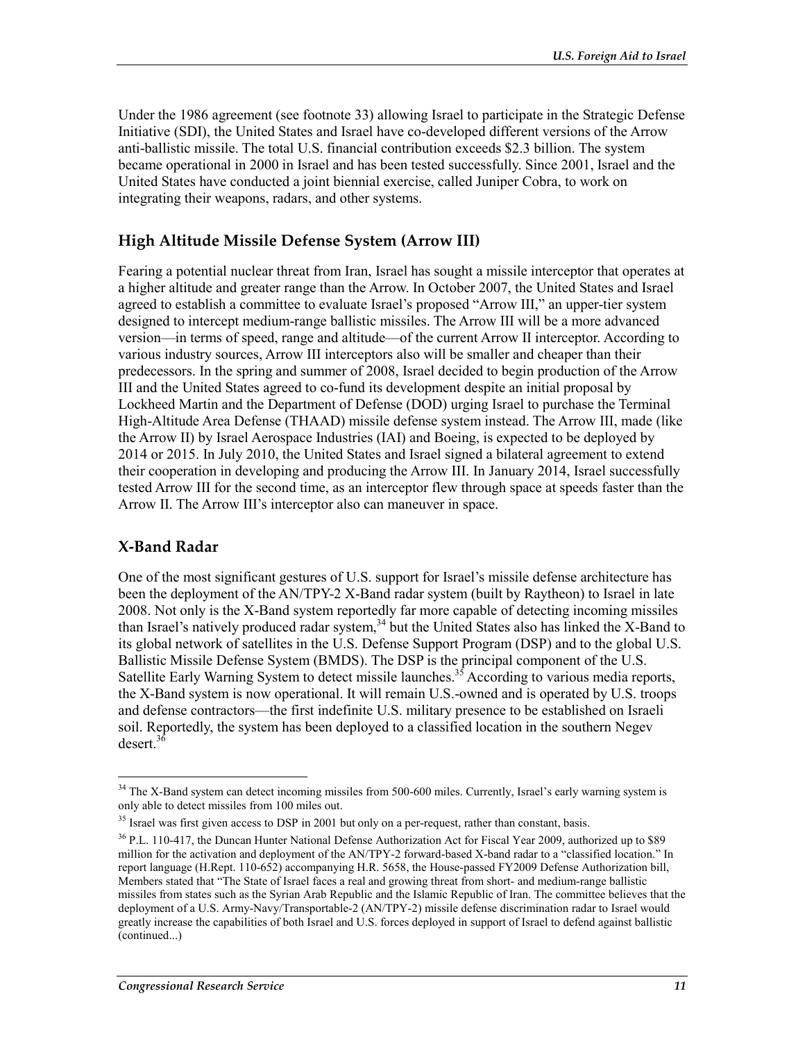Under the 1986 agreement (see footnote 33) allowing Israel to participate in the Strategic Defense Initiative (SDI), the United States and Israel have co-developed different versions of the Arrow anti-ballistic missile. The total U.S. financial contribution exceeds \$2.3 billion. The system became operational in 2000 in Israel and has been tested successfully. Since 2001, Israel and the United States have conducted a joint biennial exercise, called Juniper Cobra, to work on integrating their weapons, radars, and other systems.

### High Altitude Missile Defense System (Arrow III)

Fearing a potential nuclear threat from Iran, Israel has sought a missile interceptor that operates at a higher altitude and greater range than the Arrow. In October 2007, the United States and Israel agreed to establish a committee to evaluate Israel's proposed "Arrow III," an upper-tier system designed to intercept medium-range ballistic missiles. The Arrow III will be a more advanced version—in terms of speed, range and altitude—of the current Arrow II interceptor. According to various industry sources, Arrow III interceptors also will be smaller and cheaper than their predecessors. In the spring and summer of 2008, Israel decided to begin production of the Arrow III and the United States agreed to co-fund its development despite an initial proposal by Lockheed Martin and the Department of Defense (DOD) urging Israel to purchase the Terminal High-Altitude Area Defense (THAAD) missile defense system instead. The Arrow III, made (like the Arrow II) by Israel Aerospace Industries (IAI) and Boeing, is expected to be deployed by 2014 or 2015. In July 2010, the United States and Israel signed a bilateral agreement to extend their cooperation in developing and producing the Arrow III. In January 2014, Israel successfully tested Arrow III for the second time, as an interceptor flew through space at speeds faster than the Arrow II. The Arrow III's interceptor also can maneuver in space.

### X-Band Radar

One of the most significant gestures of U.S. support for Israel's missile defense architecture has been the deployment of the AN/TPY-2 X-Band radar system (built by Raytheon) to Israel in late 2008. Not only is the X-Band system reportedly far more capable of detecting incoming missiles than Israel's natively produced radar system,[34] but the United States also has linked the X-Band to its global network of satellites in the U.S. Defense Support Program (DSP) and to the global U.S. Ballistic Missile Defense System (BMDS). The DSP is the principal component of the U.S. Satellite Early Warning System to detect missile launches.[35] According to various media reports, the X-Band system is now operational. It will remain U.S.-owned and is operated by U.S. troops and defense contractors—the first indefinite U.S. military presence to be established on Israeli soil. Reportedly, the system has been deployed to a classified location in the southern Negev desert.[36]

---

[34] The X-Band system can detect incoming missiles from 500-600 miles. Currently, Israel's early warning system is only able to detect missiles from 100 miles out.

[35] Israel was first given access to DSP in 2001 but only on a per-request, rather than constant, basis.

[36] P.L. 110-417, the Duncan Hunter National Defense Authorization Act for Fiscal Year 2009, authorized up to \$89 million for the activation and deployment of the AN/TPY-2 forward-based X-band radar to a "classified location." In report language (H.Rept. 110-652) accompanying H.R. 5658, the House-passed FY2009 Defense Authorization bill, Members stated that "The State of Israel faces a real and growing threat from short- and medium-range ballistic missiles from states such as the Syrian Arab Republic and the Islamic Republic of Iran. The committee believes that the deployment of a U.S. Army-Navy/Transportable-2 (AN/TPY-2) missile defense discrimination radar to Israel would greatly increase the capabilities of both Israel and U.S. forces deployed in support of Israel to defend against ballistic (continued...)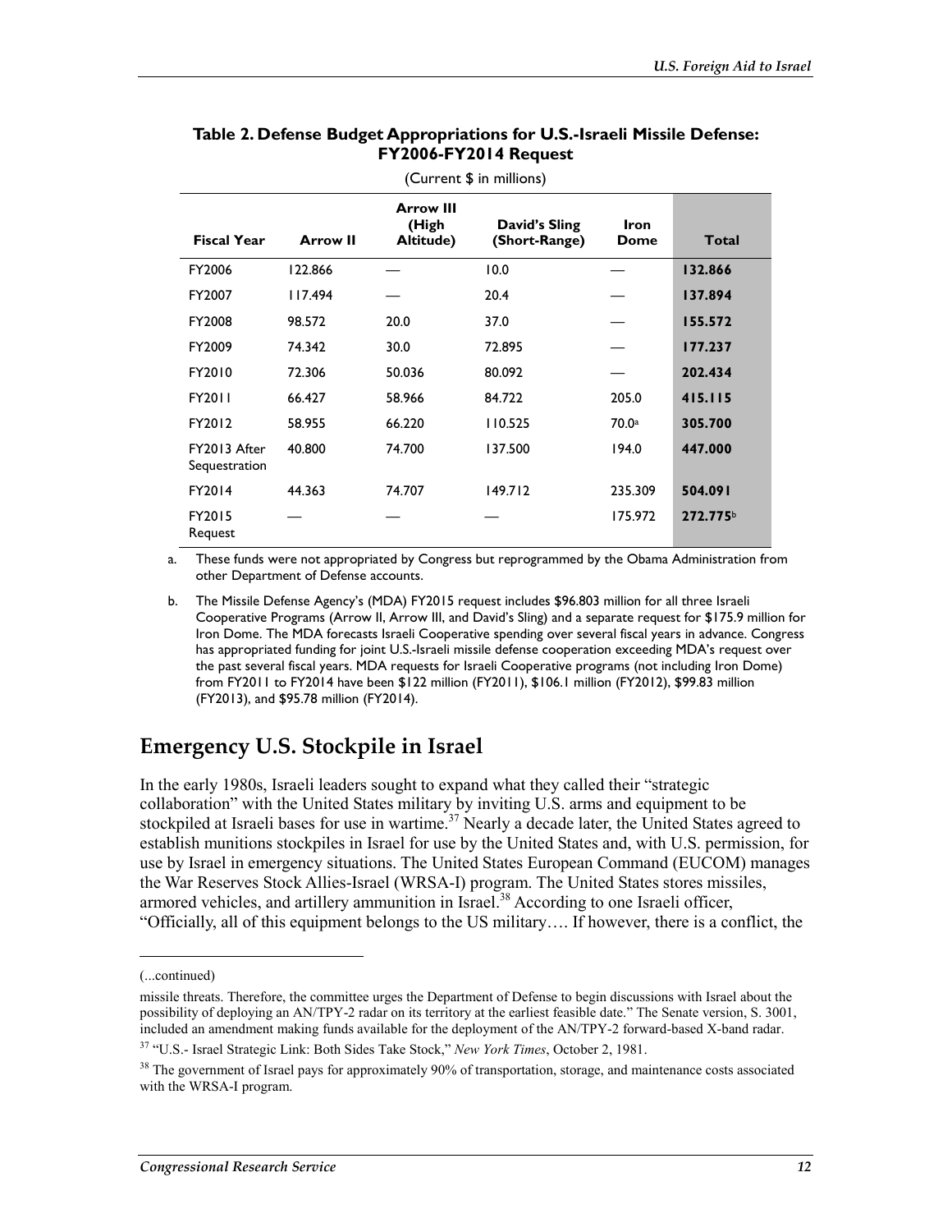**Table 2. Defense Budget Appropriations for U.S.-Israeli Missile Defense: FY2006-FY2014 Request**

(Current $ in millions)

| Fiscal Year | Arrow II | Arrow III (High Altitude) | David's Sling (Short-Range) | Iron Dome | Total |
|---|---|---|---|---|---|
| FY2006 | 122.866 | — | 10.0 | — | **132.866** |
| FY2007 | 117.494 | — | 20.4 | — | **137.894** |
| FY2008 | 98.572 | 20.0 | 37.0 | — | **155.572** |
| FY2009 | 74.342 | 30.0 | 72.895 | — | **177.237** |
| FY2010 | 72.306 | 50.036 | 80.092 | — | **202.434** |
| FY2011 | 66.427 | 58.966 | 84.722 | 205.0 | **415.115** |
| FY2012 | 58.955 | 66.220 | 110.525 | 70.0[a] | **305.700** |
| FY2013 After Sequestration | 40.800 | 74.700 | 137.500 | 194.0 | **447.000** |
| FY2014 | 44.363 | 74.707 | 149.712 | 235.309 | **504.091** |
| FY2015 Request | — | — | — | 175.972 | **272.775**[b] |

a. These funds were not appropriated by Congress but reprogrammed by the Obama Administration from other Department of Defense accounts.

b. The Missile Defense Agency's (MDA) FY2015 request includes $96.803 million for all three Israeli Cooperative Programs (Arrow II, Arrow III, and David's Sling) and a separate request for $175.9 million for Iron Dome. The MDA forecasts Israeli Cooperative spending over several fiscal years in advance. Congress has appropriated funding for joint U.S.-Israeli missile defense cooperation exceeding MDA's request over the past several fiscal years. MDA requests for Israeli Cooperative programs (not including Iron Dome) from FY2011 to FY2014 have been $122 million (FY2011), $106.1 million (FY2012), $99.83 million (FY2013), and $95.78 million (FY2014).

## Emergency U.S. Stockpile in Israel

In the early 1980s, Israeli leaders sought to expand what they called their "strategic collaboration" with the United States military by inviting U.S. arms and equipment to be stockpiled at Israeli bases for use in wartime.[37] Nearly a decade later, the United States agreed to establish munitions stockpiles in Israel for use by the United States and, with U.S. permission, for use by Israel in emergency situations. The United States European Command (EUCOM) manages the War Reserves Stock Allies-Israel (WRSA-I) program. The United States stores missiles, armored vehicles, and artillery ammunition in Israel.[38] According to one Israeli officer, "Officially, all of this equipment belongs to the US military…. If however, there is a conflict, the

---

(...continued)

missile threats. Therefore, the committee urges the Department of Defense to begin discussions with Israel about the possibility of deploying an AN/TPY-2 radar on its territory at the earliest feasible date." The Senate version, S. 3001, included an amendment making funds available for the deployment of the AN/TPY-2 forward-based X-band radar.

[37] "U.S.- Israel Strategic Link: Both Sides Take Stock," *New York Times*, October 2, 1981.

[38] The government of Israel pays for approximately 90% of transportation, storage, and maintenance costs associated with the WRSA-I program.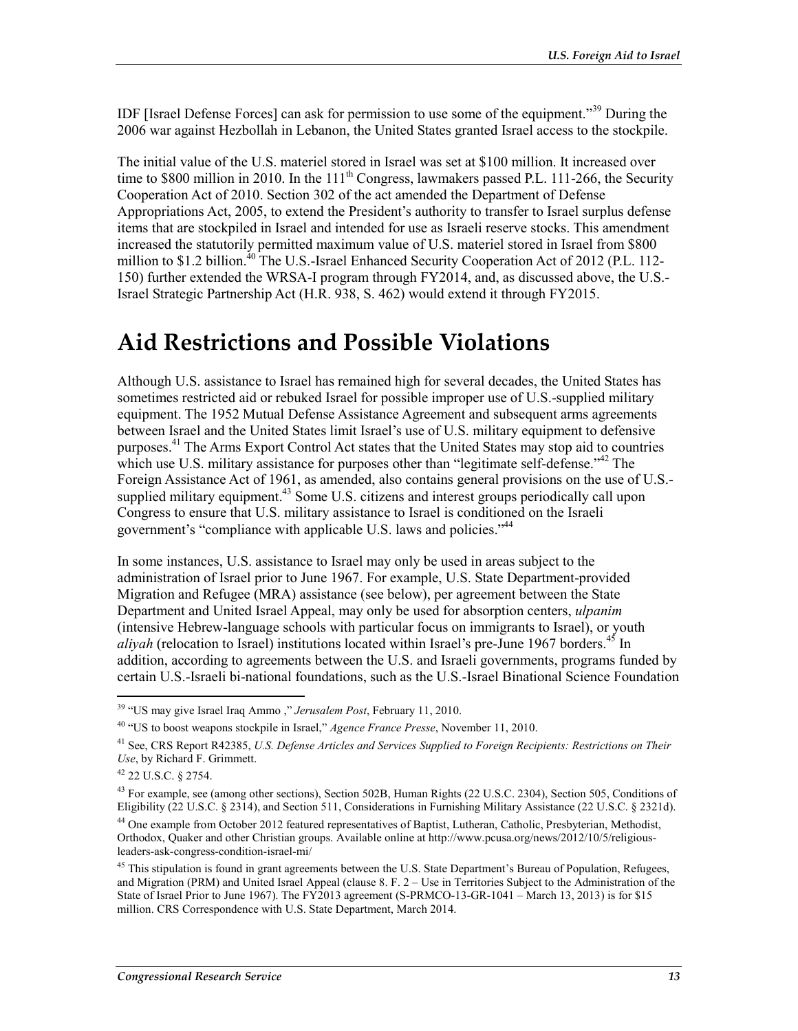IDF [Israel Defense Forces] can ask for permission to use some of the equipment."[39] During the 2006 war against Hezbollah in Lebanon, the United States granted Israel access to the stockpile.

The initial value of the U.S. materiel stored in Israel was set at $100 million. It increased over time to $800 million in 2010. In the 111th Congress, lawmakers passed P.L. 111-266, the Security Cooperation Act of 2010. Section 302 of the act amended the Department of Defense Appropriations Act, 2005, to extend the President's authority to transfer to Israel surplus defense items that are stockpiled in Israel and intended for use as Israeli reserve stocks. This amendment increased the statutorily permitted maximum value of U.S. materiel stored in Israel from $800 million to $1.2 billion.[40] The U.S.-Israel Enhanced Security Cooperation Act of 2012 (P.L. 112-150) further extended the WRSA-I program through FY2014, and, as discussed above, the U.S.-Israel Strategic Partnership Act (H.R. 938, S. 462) would extend it through FY2015.

# Aid Restrictions and Possible Violations

Although U.S. assistance to Israel has remained high for several decades, the United States has sometimes restricted aid or rebuked Israel for possible improper use of U.S.-supplied military equipment. The 1952 Mutual Defense Assistance Agreement and subsequent arms agreements between Israel and the United States limit Israel's use of U.S. military equipment to defensive purposes.[41] The Arms Export Control Act states that the United States may stop aid to countries which use U.S. military assistance for purposes other than "legitimate self-defense."[42] The Foreign Assistance Act of 1961, as amended, also contains general provisions on the use of U.S.-supplied military equipment.[43] Some U.S. citizens and interest groups periodically call upon Congress to ensure that U.S. military assistance to Israel is conditioned on the Israeli government's "compliance with applicable U.S. laws and policies."[44]

In some instances, U.S. assistance to Israel may only be used in areas subject to the administration of Israel prior to June 1967. For example, U.S. State Department-provided Migration and Refugee (MRA) assistance (see below), per agreement between the State Department and United Israel Appeal, may only be used for absorption centers, *ulpanim* (intensive Hebrew-language schools with particular focus on immigrants to Israel), or youth *aliyah* (relocation to Israel) institutions located within Israel's pre-June 1967 borders.[45] In addition, according to agreements between the U.S. and Israeli governments, programs funded by certain U.S.-Israeli bi-national foundations, such as the U.S.-Israel Binational Science Foundation

---

[39] "US may give Israel Iraq Ammo ," *Jerusalem Post*, February 11, 2010.

[40] "US to boost weapons stockpile in Israel," *Agence France Presse*, November 11, 2010.

[41] See, CRS Report R42385, *U.S. Defense Articles and Services Supplied to Foreign Recipients: Restrictions on Their Use*, by Richard F. Grimmett.

[42] 22 U.S.C. § 2754.

[43] For example, see (among other sections), Section 502B, Human Rights (22 U.S.C. 2304), Section 505, Conditions of Eligibility (22 U.S.C. § 2314), and Section 511, Considerations in Furnishing Military Assistance (22 U.S.C. § 2321d).

[44] One example from October 2012 featured representatives of Baptist, Lutheran, Catholic, Presbyterian, Methodist, Orthodox, Quaker and other Christian groups. Available online at http://www.pcusa.org/news/2012/10/5/religious-leaders-ask-congress-condition-israel-mi/

[45] This stipulation is found in grant agreements between the U.S. State Department's Bureau of Population, Refugees, and Migration (PRM) and United Israel Appeal (clause 8. F. 2 – Use in Territories Subject to the Administration of the State of Israel Prior to June 1967). The FY2013 agreement (S-PRMCO-13-GR-1041 – March 13, 2013) is for $15 million. CRS Correspondence with U.S. State Department, March 2014.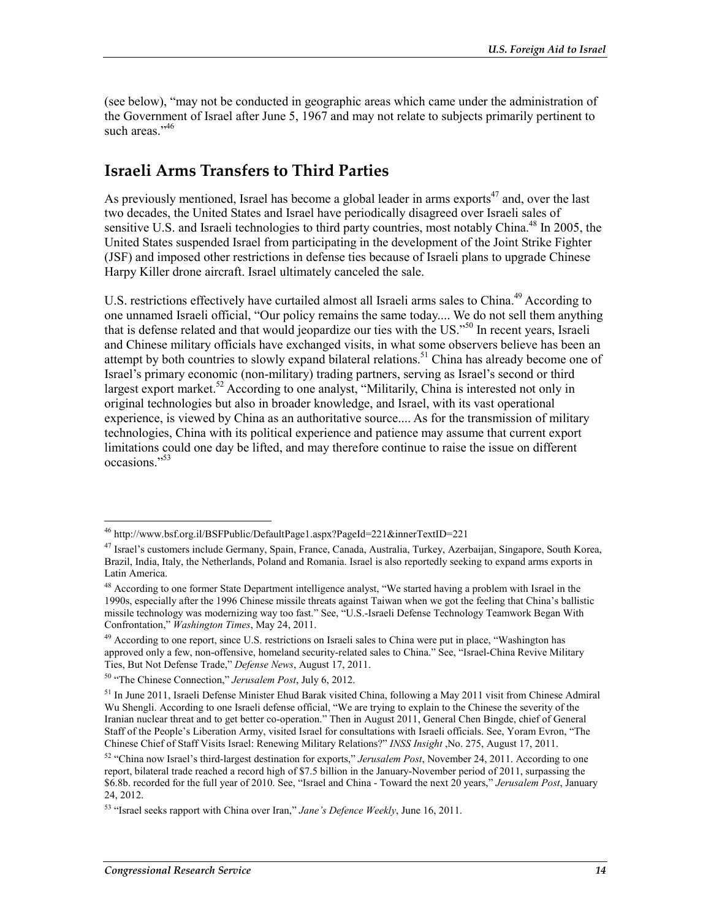(see below), "may not be conducted in geographic areas which came under the administration of the Government of Israel after June 5, 1967 and may not relate to subjects primarily pertinent to such areas."[46]

## Israeli Arms Transfers to Third Parties

As previously mentioned, Israel has become a global leader in arms exports[47] and, over the last two decades, the United States and Israel have periodically disagreed over Israeli sales of sensitive U.S. and Israeli technologies to third party countries, most notably China.[48] In 2005, the United States suspended Israel from participating in the development of the Joint Strike Fighter (JSF) and imposed other restrictions in defense ties because of Israeli plans to upgrade Chinese Harpy Killer drone aircraft. Israel ultimately canceled the sale.

U.S. restrictions effectively have curtailed almost all Israeli arms sales to China.[49] According to one unnamed Israeli official, "Our policy remains the same today.... We do not sell them anything that is defense related and that would jeopardize our ties with the US."[50] In recent years, Israeli and Chinese military officials have exchanged visits, in what some observers believe has been an attempt by both countries to slowly expand bilateral relations.[51] China has already become one of Israel's primary economic (non-military) trading partners, serving as Israel's second or third largest export market.[52] According to one analyst, "Militarily, China is interested not only in original technologies but also in broader knowledge, and Israel, with its vast operational experience, is viewed by China as an authoritative source.... As for the transmission of military technologies, China with its political experience and patience may assume that current export limitations could one day be lifted, and may therefore continue to raise the issue on different occasions."[53]

---

[46] http://www.bsf.org.il/BSFPublic/DefaultPage1.aspx?PageId=221&innerTextID=221

[47] Israel's customers include Germany, Spain, France, Canada, Australia, Turkey, Azerbaijan, Singapore, South Korea, Brazil, India, Italy, the Netherlands, Poland and Romania. Israel is also reportedly seeking to expand arms exports in Latin America.

[48] According to one former State Department intelligence analyst, "We started having a problem with Israel in the 1990s, especially after the 1996 Chinese missile threats against Taiwan when we got the feeling that China's ballistic missile technology was modernizing way too fast." See, "U.S.-Israeli Defense Technology Teamwork Began With Confrontation," *Washington Times*, May 24, 2011.

[49] According to one report, since U.S. restrictions on Israeli sales to China were put in place, "Washington has approved only a few, non-offensive, homeland security-related sales to China." See, "Israel-China Revive Military Ties, But Not Defense Trade," *Defense News*, August 17, 2011.

[50] "The Chinese Connection," *Jerusalem Post*, July 6, 2012.

[51] In June 2011, Israeli Defense Minister Ehud Barak visited China, following a May 2011 visit from Chinese Admiral Wu Shengli. According to one Israeli defense official, "We are trying to explain to the Chinese the severity of the Iranian nuclear threat and to get better co-operation." Then in August 2011, General Chen Bingde, chief of General Staff of the People's Liberation Army, visited Israel for consultations with Israeli officials. See, Yoram Evron, "The Chinese Chief of Staff Visits Israel: Renewing Military Relations?" *INSS Insight* ,No. 275, August 17, 2011.

[52] "China now Israel's third-largest destination for exports," *Jerusalem Post*, November 24, 2011. According to one report, bilateral trade reached a record high of $7.5 billion in the January-November period of 2011, surpassing the $6.8b. recorded for the full year of 2010. See, "Israel and China - Toward the next 20 years," *Jerusalem Post*, January 24, 2012.

[53] "Israel seeks rapport with China over Iran," *Jane's Defence Weekly*, June 16, 2011.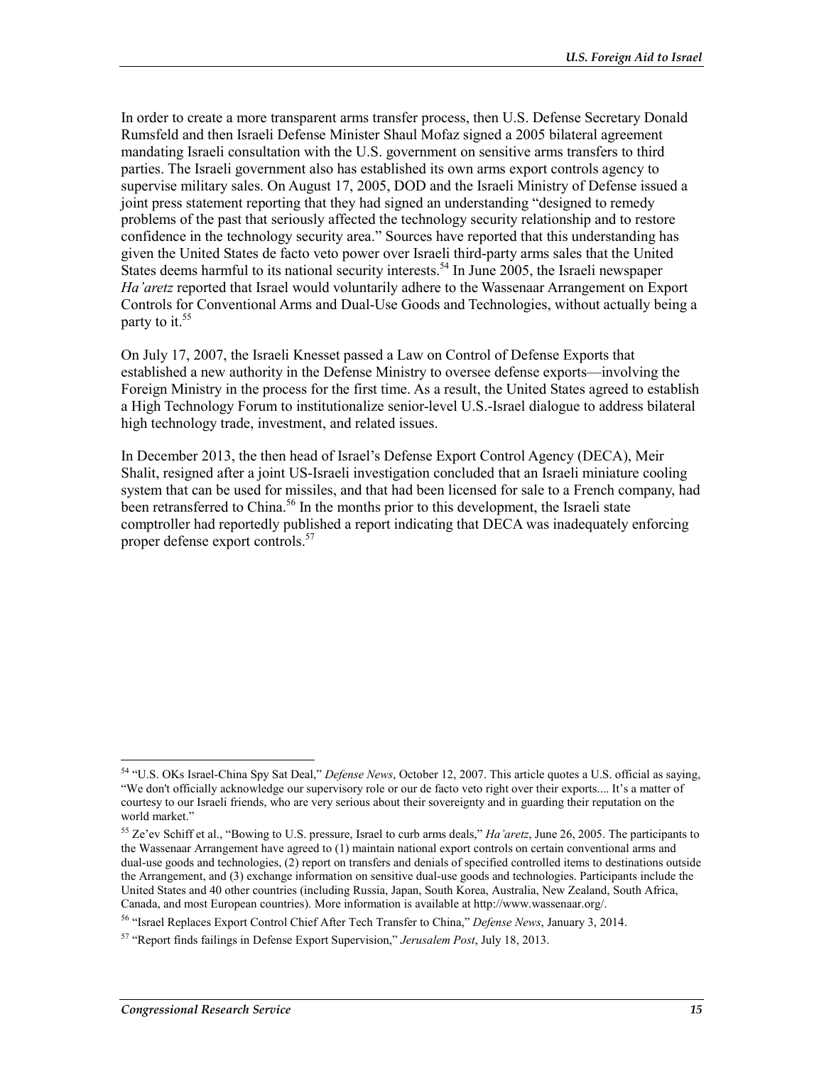In order to create a more transparent arms transfer process, then U.S. Defense Secretary Donald Rumsfeld and then Israeli Defense Minister Shaul Mofaz signed a 2005 bilateral agreement mandating Israeli consultation with the U.S. government on sensitive arms transfers to third parties. The Israeli government also has established its own arms export controls agency to supervise military sales. On August 17, 2005, DOD and the Israeli Ministry of Defense issued a joint press statement reporting that they had signed an understanding "designed to remedy problems of the past that seriously affected the technology security relationship and to restore confidence in the technology security area." Sources have reported that this understanding has given the United States de facto veto power over Israeli third-party arms sales that the United States deems harmful to its national security interests.[54] In June 2005, the Israeli newspaper *Ha'aretz* reported that Israel would voluntarily adhere to the Wassenaar Arrangement on Export Controls for Conventional Arms and Dual-Use Goods and Technologies, without actually being a party to it.[55]

On July 17, 2007, the Israeli Knesset passed a Law on Control of Defense Exports that established a new authority in the Defense Ministry to oversee defense exports—involving the Foreign Ministry in the process for the first time. As a result, the United States agreed to establish a High Technology Forum to institutionalize senior-level U.S.-Israel dialogue to address bilateral high technology trade, investment, and related issues.

In December 2013, the then head of Israel's Defense Export Control Agency (DECA), Meir Shalit, resigned after a joint US-Israeli investigation concluded that an Israeli miniature cooling system that can be used for missiles, and that had been licensed for sale to a French company, had been retransferred to China.[56] In the months prior to this development, the Israeli state comptroller had reportedly published a report indicating that DECA was inadequately enforcing proper defense export controls.[57]

---

[54] "U.S. OKs Israel-China Spy Sat Deal," *Defense News*, October 12, 2007. This article quotes a U.S. official as saying, "We don't officially acknowledge our supervisory role or our de facto veto right over their exports.... It's a matter of courtesy to our Israeli friends, who are very serious about their sovereignty and in guarding their reputation on the world market."

[55] Ze'ev Schiff et al., "Bowing to U.S. pressure, Israel to curb arms deals," *Ha'aretz*, June 26, 2005. The participants to the Wassenaar Arrangement have agreed to (1) maintain national export controls on certain conventional arms and dual-use goods and technologies, (2) report on transfers and denials of specified controlled items to destinations outside the Arrangement, and (3) exchange information on sensitive dual-use goods and technologies. Participants include the United States and 40 other countries (including Russia, Japan, South Korea, Australia, New Zealand, South Africa, Canada, and most European countries). More information is available at http://www.wassenaar.org/.

[56] "Israel Replaces Export Control Chief After Tech Transfer to China," *Defense News*, January 3, 2014.

[57] "Report finds failings in Defense Export Supervision," *Jerusalem Post*, July 18, 2013.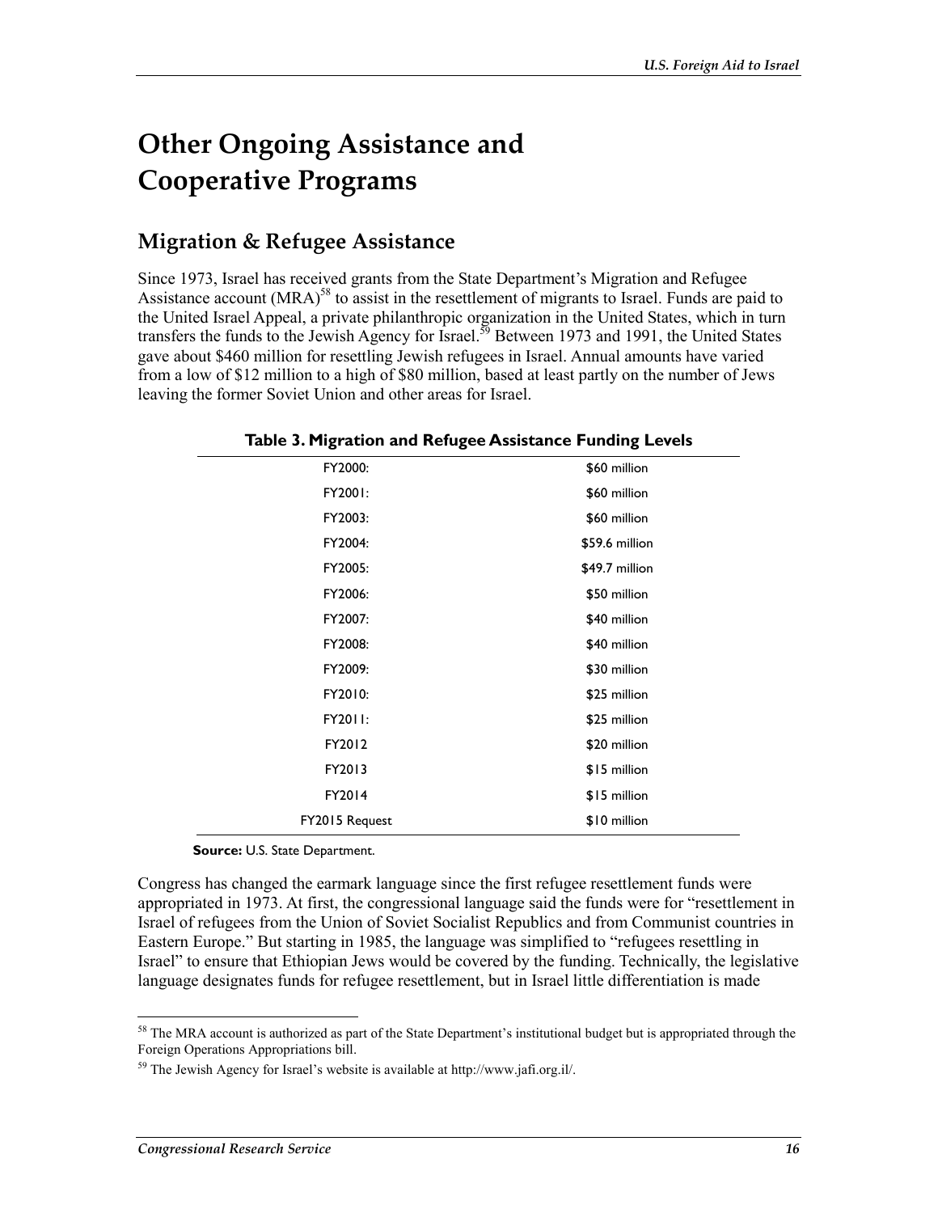# Other Ongoing Assistance and Cooperative Programs

## Migration & Refugee Assistance

Since 1973, Israel has received grants from the State Department's Migration and Refugee Assistance account (MRA)[58] to assist in the resettlement of migrants to Israel. Funds are paid to the United Israel Appeal, a private philanthropic organization in the United States, which in turn transfers the funds to the Jewish Agency for Israel.[59] Between 1973 and 1991, the United States gave about $460 million for resettling Jewish refugees in Israel. Annual amounts have varied from a low of $12 million to a high of $80 million, based at least partly on the number of Jews leaving the former Soviet Union and other areas for Israel.

**Table 3. Migration and Refugee Assistance Funding Levels**

| | |
|---|---|
| FY2000: | $60 million |
| FY2001: | $60 million |
| FY2003: | $60 million |
| FY2004: | $59.6 million |
| FY2005: | $49.7 million |
| FY2006: | $50 million |
| FY2007: | $40 million |
| FY2008: | $40 million |
| FY2009: | $30 million |
| FY2010: | $25 million |
| FY2011: | $25 million |
| FY2012 | $20 million |
| FY2013 | $15 million |
| FY2014 | $15 million |
| FY2015 Request | $10 million |

**Source:** U.S. State Department.

Congress has changed the earmark language since the first refugee resettlement funds were appropriated in 1973. At first, the congressional language said the funds were for "resettlement in Israel of refugees from the Union of Soviet Socialist Republics and from Communist countries in Eastern Europe." But starting in 1985, the language was simplified to "refugees resettling in Israel" to ensure that Ethiopian Jews would be covered by the funding. Technically, the legislative language designates funds for refugee resettlement, but in Israel little differentiation is made

---

[58] The MRA account is authorized as part of the State Department's institutional budget but is appropriated through the Foreign Operations Appropriations bill.

[59] The Jewish Agency for Israel's website is available at http://www.jafi.org.il/.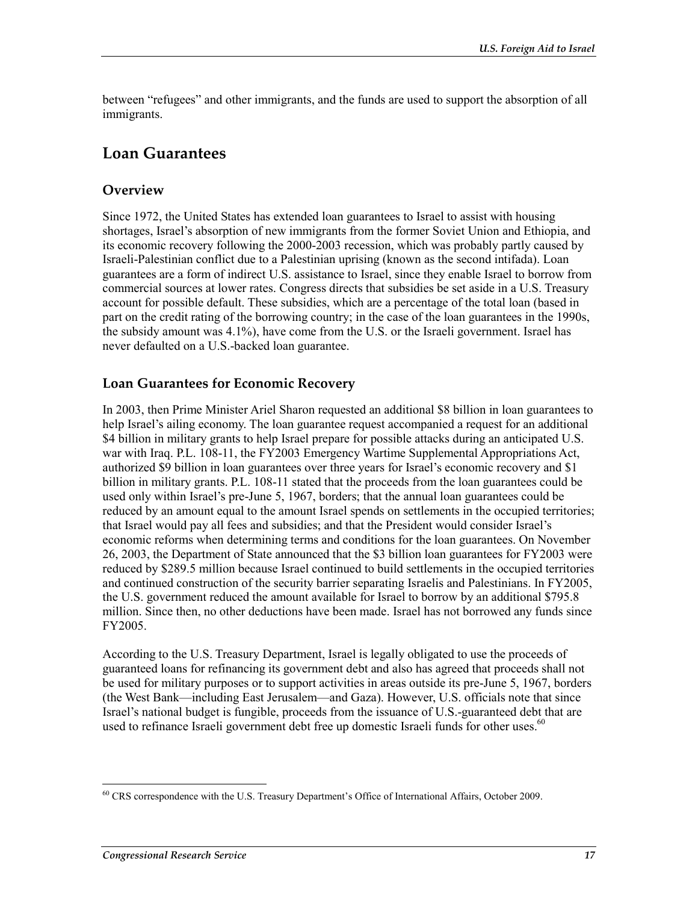between "refugees" and other immigrants, and the funds are used to support the absorption of all immigrants.

## Loan Guarantees

### Overview

Since 1972, the United States has extended loan guarantees to Israel to assist with housing shortages, Israel's absorption of new immigrants from the former Soviet Union and Ethiopia, and its economic recovery following the 2000-2003 recession, which was probably partly caused by Israeli-Palestinian conflict due to a Palestinian uprising (known as the second intifada). Loan guarantees are a form of indirect U.S. assistance to Israel, since they enable Israel to borrow from commercial sources at lower rates. Congress directs that subsidies be set aside in a U.S. Treasury account for possible default. These subsidies, which are a percentage of the total loan (based in part on the credit rating of the borrowing country; in the case of the loan guarantees in the 1990s, the subsidy amount was 4.1%), have come from the U.S. or the Israeli government. Israel has never defaulted on a U.S.-backed loan guarantee.

### Loan Guarantees for Economic Recovery

In 2003, then Prime Minister Ariel Sharon requested an additional $8 billion in loan guarantees to help Israel's ailing economy. The loan guarantee request accompanied a request for an additional $4 billion in military grants to help Israel prepare for possible attacks during an anticipated U.S. war with Iraq. P.L. 108-11, the FY2003 Emergency Wartime Supplemental Appropriations Act, authorized $9 billion in loan guarantees over three years for Israel's economic recovery and $1 billion in military grants. P.L. 108-11 stated that the proceeds from the loan guarantees could be used only within Israel's pre-June 5, 1967, borders; that the annual loan guarantees could be reduced by an amount equal to the amount Israel spends on settlements in the occupied territories; that Israel would pay all fees and subsidies; and that the President would consider Israel's economic reforms when determining terms and conditions for the loan guarantees. On November 26, 2003, the Department of State announced that the $3 billion loan guarantees for FY2003 were reduced by $289.5 million because Israel continued to build settlements in the occupied territories and continued construction of the security barrier separating Israelis and Palestinians. In FY2005, the U.S. government reduced the amount available for Israel to borrow by an additional $795.8 million. Since then, no other deductions have been made. Israel has not borrowed any funds since FY2005.

According to the U.S. Treasury Department, Israel is legally obligated to use the proceeds of guaranteed loans for refinancing its government debt and also has agreed that proceeds shall not be used for military purposes or to support activities in areas outside its pre-June 5, 1967, borders (the West Bank—including East Jerusalem—and Gaza). However, U.S. officials note that since Israel's national budget is fungible, proceeds from the issuance of U.S.-guaranteed debt that are used to refinance Israeli government debt free up domestic Israeli funds for other uses.[60]

[60] CRS correspondence with the U.S. Treasury Department's Office of International Affairs, October 2009.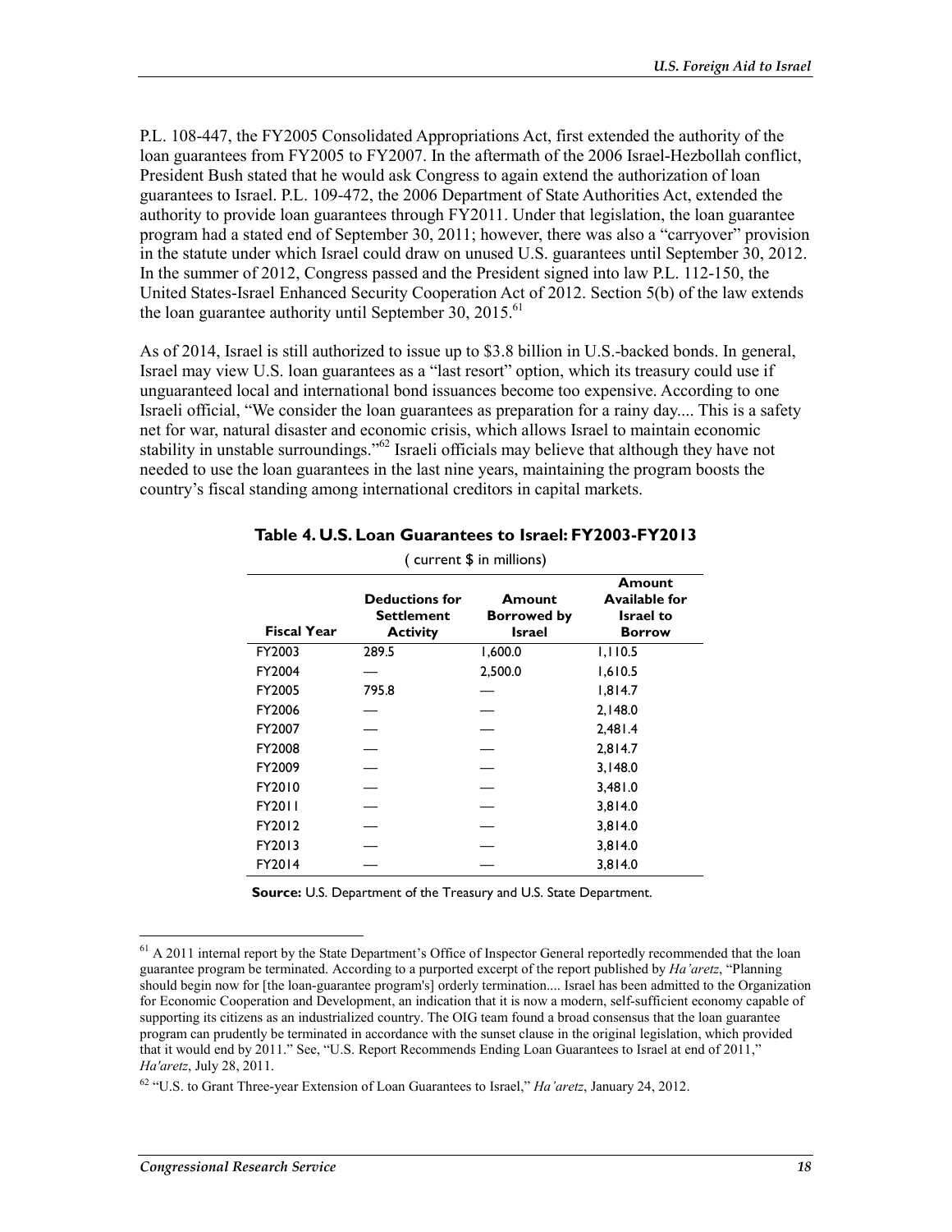P.L. 108-447, the FY2005 Consolidated Appropriations Act, first extended the authority of the loan guarantees from FY2005 to FY2007. In the aftermath of the 2006 Israel-Hezbollah conflict, President Bush stated that he would ask Congress to again extend the authorization of loan guarantees to Israel. P.L. 109-472, the 2006 Department of State Authorities Act, extended the authority to provide loan guarantees through FY2011. Under that legislation, the loan guarantee program had a stated end of September 30, 2011; however, there was also a "carryover" provision in the statute under which Israel could draw on unused U.S. guarantees until September 30, 2012. In the summer of 2012, Congress passed and the President signed into law P.L. 112-150, the United States-Israel Enhanced Security Cooperation Act of 2012. Section 5(b) of the law extends the loan guarantee authority until September 30, 2015.[61]

As of 2014, Israel is still authorized to issue up to $3.8 billion in U.S.-backed bonds. In general, Israel may view U.S. loan guarantees as a "last resort" option, which its treasury could use if unguaranteed local and international bond issuances become too expensive. According to one Israeli official, "We consider the loan guarantees as preparation for a rainy day.... This is a safety net for war, natural disaster and economic crisis, which allows Israel to maintain economic stability in unstable surroundings."[62] Israeli officials may believe that although they have not needed to use the loan guarantees in the last nine years, maintaining the program boosts the country's fiscal standing among international creditors in capital markets.

**Table 4. U.S. Loan Guarantees to Israel: FY2003-FY2013**

( current $ in millions)

| Fiscal Year | Deductions for Settlement Activity | Amount Borrowed by Israel | Amount Available for Israel to Borrow |
|---|---|---|---|
| FY2003 | 289.5 | 1,600.0 | 1,110.5 |
| FY2004 | — | 2,500.0 | 1,610.5 |
| FY2005 | 795.8 | — | 1,814.7 |
| FY2006 | — | — | 2,148.0 |
| FY2007 | — | — | 2,481.4 |
| FY2008 | — | — | 2,814.7 |
| FY2009 | — | — | 3,148.0 |
| FY2010 | — | — | 3,481.0 |
| FY2011 | — | — | 3,814.0 |
| FY2012 | — | — | 3,814.0 |
| FY2013 | — | — | 3,814.0 |
| FY2014 | — | — | 3,814.0 |

**Source:** U.S. Department of the Treasury and U.S. State Department.

[61] A 2011 internal report by the State Department's Office of Inspector General reportedly recommended that the loan guarantee program be terminated. According to a purported excerpt of the report published by *Ha'aretz*, "Planning should begin now for [the loan-guarantee program's] orderly termination.... Israel has been admitted to the Organization for Economic Cooperation and Development, an indication that it is now a modern, self-sufficient economy capable of supporting its citizens as an industrialized country. The OIG team found a broad consensus that the loan guarantee program can prudently be terminated in accordance with the sunset clause in the original legislation, which provided that it would end by 2011." See, "U.S. Report Recommends Ending Loan Guarantees to Israel at end of 2011," *Ha'aretz*, July 28, 2011.

[62] "U.S. to Grant Three-year Extension of Loan Guarantees to Israel," *Ha'aretz*, January 24, 2012.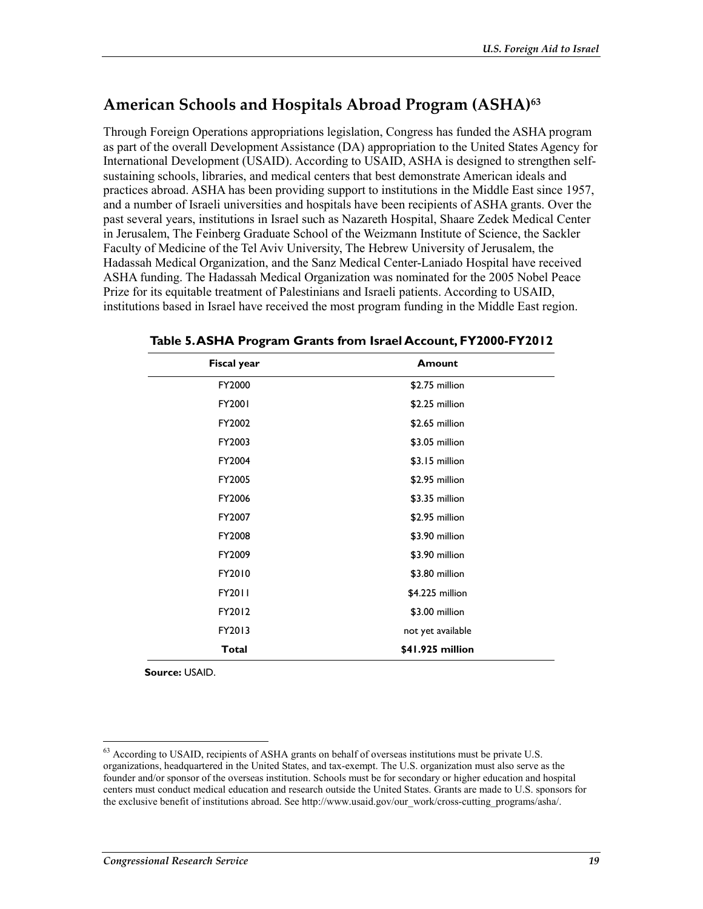## American Schools and Hospitals Abroad Program (ASHA)[63]

Through Foreign Operations appropriations legislation, Congress has funded the ASHA program as part of the overall Development Assistance (DA) appropriation to the United States Agency for International Development (USAID). According to USAID, ASHA is designed to strengthen self-sustaining schools, libraries, and medical centers that best demonstrate American ideals and practices abroad. ASHA has been providing support to institutions in the Middle East since 1957, and a number of Israeli universities and hospitals have been recipients of ASHA grants. Over the past several years, institutions in Israel such as Nazareth Hospital, Shaare Zedek Medical Center in Jerusalem, The Feinberg Graduate School of the Weizmann Institute of Science, the Sackler Faculty of Medicine of the Tel Aviv University, The Hebrew University of Jerusalem, the Hadassah Medical Organization, and the Sanz Medical Center-Laniado Hospital have received ASHA funding. The Hadassah Medical Organization was nominated for the 2005 Nobel Peace Prize for its equitable treatment of Palestinians and Israeli patients. According to USAID, institutions based in Israel have received the most program funding in the Middle East region.

**Table 5. ASHA Program Grants from Israel Account, FY2000-FY2012**

| Fiscal year | Amount |
|---|---|
| FY2000 | $2.75 million |
| FY2001 | $2.25 million |
| FY2002 | $2.65 million |
| FY2003 | $3.05 million |
| FY2004 | $3.15 million |
| FY2005 | $2.95 million |
| FY2006 | $3.35 million |
| FY2007 | $2.95 million |
| FY2008 | $3.90 million |
| FY2009 | $3.90 million |
| FY2010 | $3.80 million |
| FY2011 | $4.225 million |
| FY2012 | $3.00 million |
| FY2013 | not yet available |
| **Total** | **$41.925 million** |

**Source:** USAID.

[63] According to USAID, recipients of ASHA grants on behalf of overseas institutions must be private U.S. organizations, headquartered in the United States, and tax-exempt. The U.S. organization must also serve as the founder and/or sponsor of the overseas institution. Schools must be for secondary or higher education and hospital centers must conduct medical education and research outside the United States. Grants are made to U.S. sponsors for the exclusive benefit of institutions abroad. See http://www.usaid.gov/our_work/cross-cutting_programs/asha/.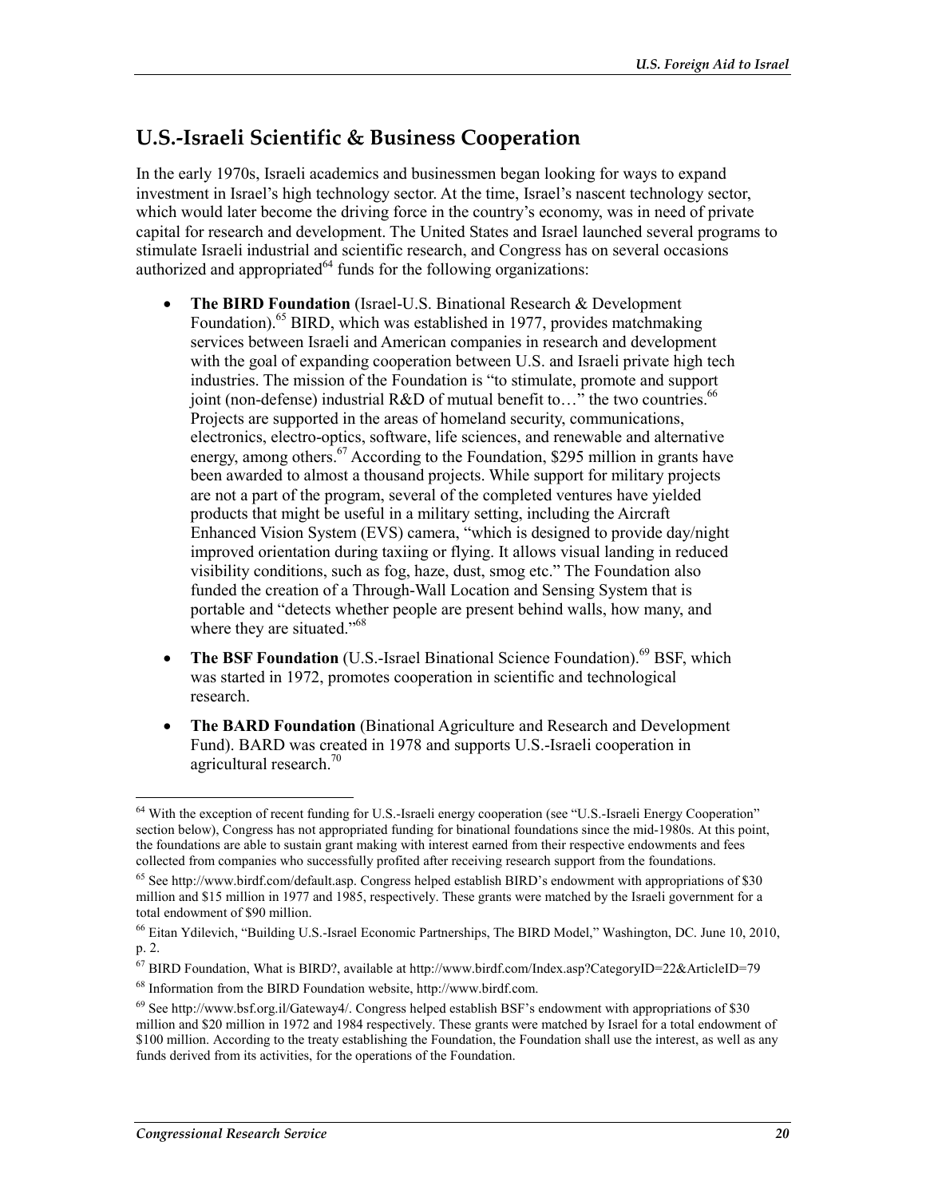## U.S.-Israeli Scientific & Business Cooperation

In the early 1970s, Israeli academics and businessmen began looking for ways to expand investment in Israel's high technology sector. At the time, Israel's nascent technology sector, which would later become the driving force in the country's economy, was in need of private capital for research and development. The United States and Israel launched several programs to stimulate Israeli industrial and scientific research, and Congress has on several occasions authorized and appropriated[64] funds for the following organizations:

- **The BIRD Foundation** (Israel-U.S. Binational Research & Development Foundation).[65] BIRD, which was established in 1977, provides matchmaking services between Israeli and American companies in research and development with the goal of expanding cooperation between U.S. and Israeli private high tech industries. The mission of the Foundation is "to stimulate, promote and support joint (non-defense) industrial R&D of mutual benefit to…" the two countries.[66] Projects are supported in the areas of homeland security, communications, electronics, electro-optics, software, life sciences, and renewable and alternative energy, among others.[67] According to the Foundation, $295 million in grants have been awarded to almost a thousand projects. While support for military projects are not a part of the program, several of the completed ventures have yielded products that might be useful in a military setting, including the Aircraft Enhanced Vision System (EVS) camera, "which is designed to provide day/night improved orientation during taxiing or flying. It allows visual landing in reduced visibility conditions, such as fog, haze, dust, smog etc." The Foundation also funded the creation of a Through-Wall Location and Sensing System that is portable and "detects whether people are present behind walls, how many, and where they are situated."[68]
- **The BSF Foundation** (U.S.-Israel Binational Science Foundation).[69] BSF, which was started in 1972, promotes cooperation in scientific and technological research.
- **The BARD Foundation** (Binational Agriculture and Research and Development Fund). BARD was created in 1978 and supports U.S.-Israeli cooperation in agricultural research.[70]

---

[64] With the exception of recent funding for U.S.-Israeli energy cooperation (see "U.S.-Israeli Energy Cooperation" section below), Congress has not appropriated funding for binational foundations since the mid-1980s. At this point, the foundations are able to sustain grant making with interest earned from their respective endowments and fees collected from companies who successfully profited after receiving research support from the foundations.

[65] See http://www.birdf.com/default.asp. Congress helped establish BIRD's endowment with appropriations of $30 million and $15 million in 1977 and 1985, respectively. These grants were matched by the Israeli government for a total endowment of $90 million.

[66] Eitan Ydilevich, "Building U.S.-Israel Economic Partnerships, The BIRD Model," Washington, DC. June 10, 2010, p. 2.

[67] BIRD Foundation, What is BIRD?, available at http://www.birdf.com/Index.asp?CategoryID=22&ArticleID=79

[68] Information from the BIRD Foundation website, http://www.birdf.com.

[69] See http://www.bsf.org.il/Gateway4/. Congress helped establish BSF's endowment with appropriations of $30 million and $20 million in 1972 and 1984 respectively. These grants were matched by Israel for a total endowment of $100 million. According to the treaty establishing the Foundation, the Foundation shall use the interest, as well as any funds derived from its activities, for the operations of the Foundation.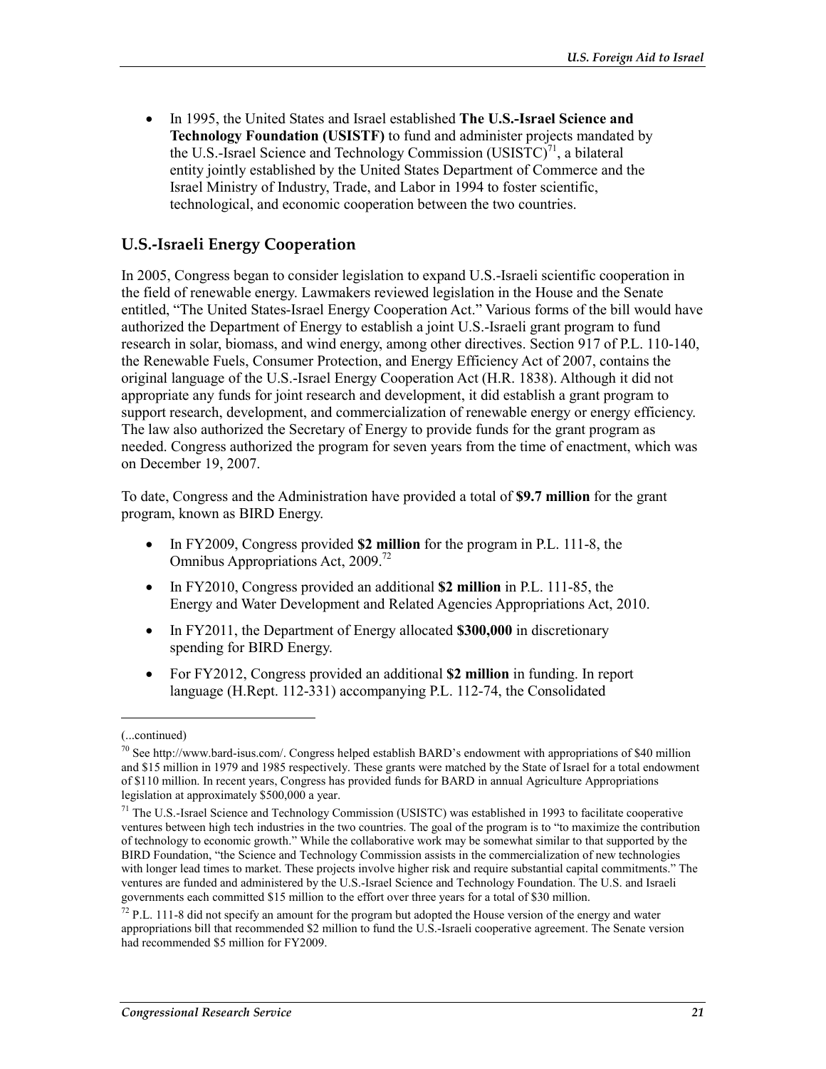- In 1995, the United States and Israel established **The U.S.-Israel Science and Technology Foundation (USISTF)** to fund and administer projects mandated by the U.S.-Israel Science and Technology Commission (USISTC)[71], a bilateral entity jointly established by the United States Department of Commerce and the Israel Ministry of Industry, Trade, and Labor in 1994 to foster scientific, technological, and economic cooperation between the two countries.

## U.S.-Israeli Energy Cooperation

In 2005, Congress began to consider legislation to expand U.S.-Israeli scientific cooperation in the field of renewable energy. Lawmakers reviewed legislation in the House and the Senate entitled, "The United States-Israel Energy Cooperation Act." Various forms of the bill would have authorized the Department of Energy to establish a joint U.S.-Israeli grant program to fund research in solar, biomass, and wind energy, among other directives. Section 917 of P.L. 110-140, the Renewable Fuels, Consumer Protection, and Energy Efficiency Act of 2007, contains the original language of the U.S.-Israel Energy Cooperation Act (H.R. 1838). Although it did not appropriate any funds for joint research and development, it did establish a grant program to support research, development, and commercialization of renewable energy or energy efficiency. The law also authorized the Secretary of Energy to provide funds for the grant program as needed. Congress authorized the program for seven years from the time of enactment, which was on December 19, 2007.

To date, Congress and the Administration have provided a total of **$9.7 million** for the grant program, known as BIRD Energy.

- In FY2009, Congress provided **$2 million** for the program in P.L. 111-8, the Omnibus Appropriations Act, 2009.[72]
- In FY2010, Congress provided an additional **$2 million** in P.L. 111-85, the Energy and Water Development and Related Agencies Appropriations Act, 2010.
- In FY2011, the Department of Energy allocated **$300,000** in discretionary spending for BIRD Energy.
- For FY2012, Congress provided an additional **$2 million** in funding. In report language (H.Rept. 112-331) accompanying P.L. 112-74, the Consolidated

(...continued)

[70] See http://www.bard-isus.com/. Congress helped establish BARD's endowment with appropriations of $40 million and $15 million in 1979 and 1985 respectively. These grants were matched by the State of Israel for a total endowment of $110 million. In recent years, Congress has provided funds for BARD in annual Agriculture Appropriations legislation at approximately $500,000 a year.

[71] The U.S.-Israel Science and Technology Commission (USISTC) was established in 1993 to facilitate cooperative ventures between high tech industries in the two countries. The goal of the program is to "to maximize the contribution of technology to economic growth." While the collaborative work may be somewhat similar to that supported by the BIRD Foundation, "the Science and Technology Commission assists in the commercialization of new technologies with longer lead times to market. These projects involve higher risk and require substantial capital commitments." The ventures are funded and administered by the U.S.-Israel Science and Technology Foundation. The U.S. and Israeli governments each committed $15 million to the effort over three years for a total of $30 million.

[72] P.L. 111-8 did not specify an amount for the program but adopted the House version of the energy and water appropriations bill that recommended $2 million to fund the U.S.-Israeli cooperative agreement. The Senate version had recommended $5 million for FY2009.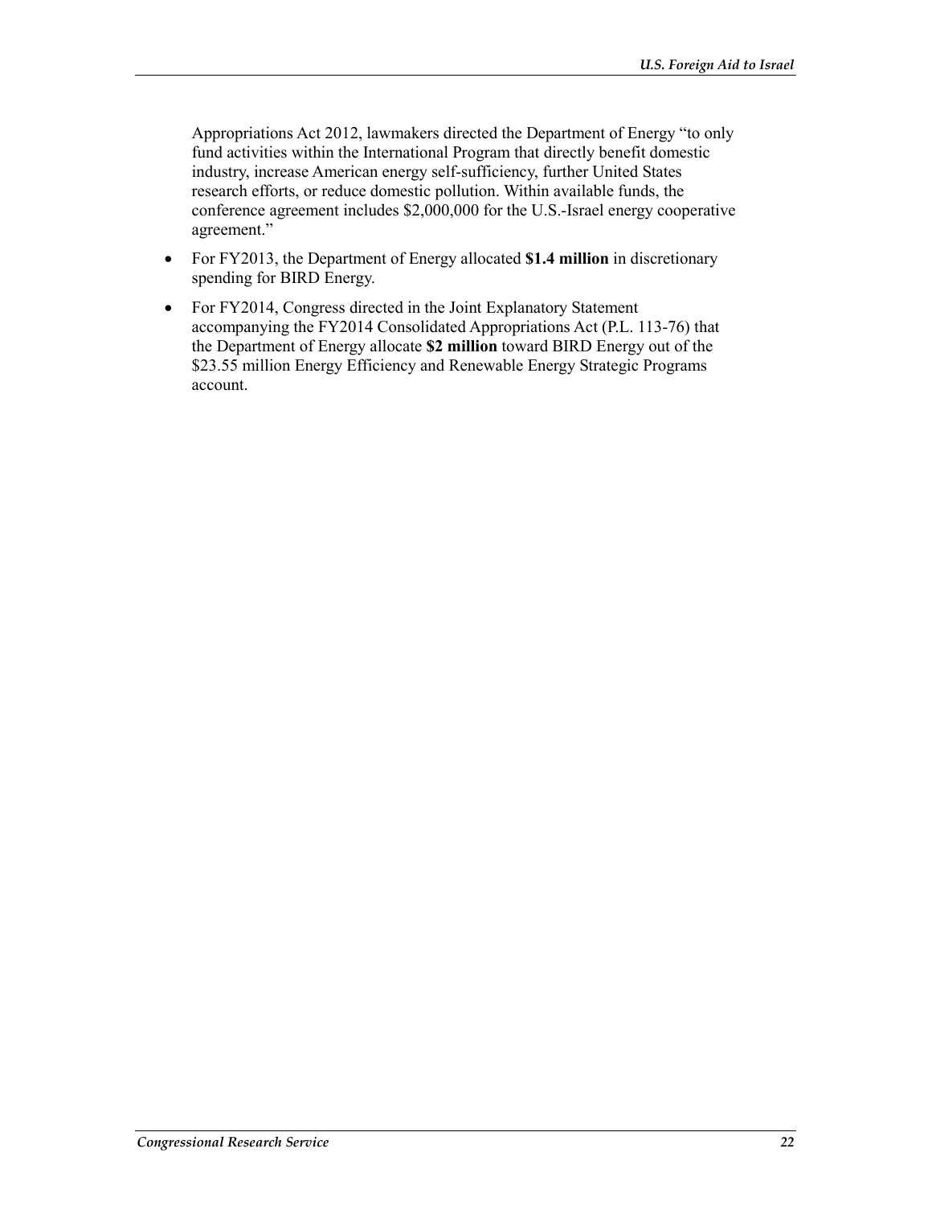Appropriations Act 2012, lawmakers directed the Department of Energy "to only fund activities within the International Program that directly benefit domestic industry, increase American energy self-sufficiency, further United States research efforts, or reduce domestic pollution. Within available funds, the conference agreement includes $2,000,000 for the U.S.-Israel energy cooperative agreement."

- For FY2013, the Department of Energy allocated **$1.4 million** in discretionary spending for BIRD Energy.
- For FY2014, Congress directed in the Joint Explanatory Statement accompanying the FY2014 Consolidated Appropriations Act (P.L. 113-76) that the Department of Energy allocate **$2 million** toward BIRD Energy out of the $23.55 million Energy Efficiency and Renewable Energy Strategic Programs account.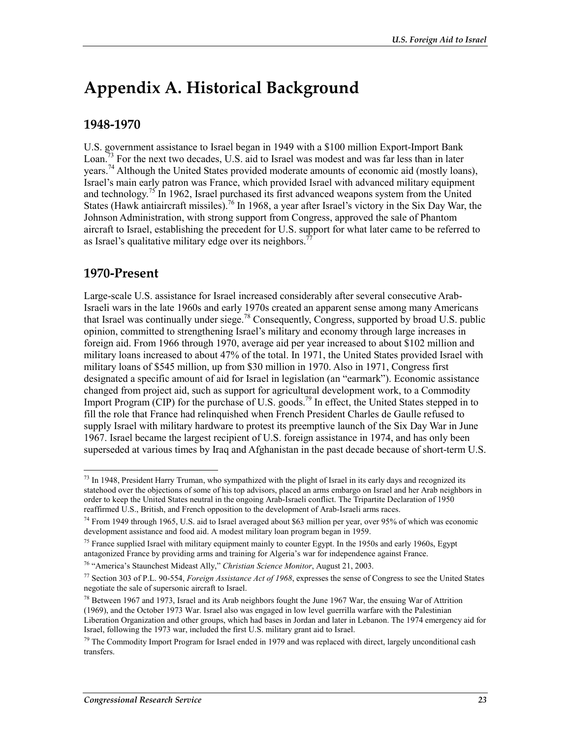# Appendix A. Historical Background

## 1948-1970

U.S. government assistance to Israel began in 1949 with a $100 million Export-Import Bank Loan.[73] For the next two decades, U.S. aid to Israel was modest and was far less than in later years.[74] Although the United States provided moderate amounts of economic aid (mostly loans), Israel's main early patron was France, which provided Israel with advanced military equipment and technology.[75] In 1962, Israel purchased its first advanced weapons system from the United States (Hawk antiaircraft missiles).[76] In 1968, a year after Israel's victory in the Six Day War, the Johnson Administration, with strong support from Congress, approved the sale of Phantom aircraft to Israel, establishing the precedent for U.S. support for what later came to be referred to as Israel's qualitative military edge over its neighbors.[77]

## 1970-Present

Large-scale U.S. assistance for Israel increased considerably after several consecutive Arab-Israeli wars in the late 1960s and early 1970s created an apparent sense among many Americans that Israel was continually under siege.[78] Consequently, Congress, supported by broad U.S. public opinion, committed to strengthening Israel's military and economy through large increases in foreign aid. From 1966 through 1970, average aid per year increased to about $102 million and military loans increased to about 47% of the total. In 1971, the United States provided Israel with military loans of $545 million, up from $30 million in 1970. Also in 1971, Congress first designated a specific amount of aid for Israel in legislation (an "earmark"). Economic assistance changed from project aid, such as support for agricultural development work, to a Commodity Import Program (CIP) for the purchase of U.S. goods.[79] In effect, the United States stepped in to fill the role that France had relinquished when French President Charles de Gaulle refused to supply Israel with military hardware to protest its preemptive launch of the Six Day War in June 1967. Israel became the largest recipient of U.S. foreign assistance in 1974, and has only been superseded at various times by Iraq and Afghanistan in the past decade because of short-term U.S.

---

[73] In 1948, President Harry Truman, who sympathized with the plight of Israel in its early days and recognized its statehood over the objections of some of his top advisors, placed an arms embargo on Israel and her Arab neighbors in order to keep the United States neutral in the ongoing Arab-Israeli conflict. The Tripartite Declaration of 1950 reaffirmed U.S., British, and French opposition to the development of Arab-Israeli arms races.

[74] From 1949 through 1965, U.S. aid to Israel averaged about $63 million per year, over 95% of which was economic development assistance and food aid. A modest military loan program began in 1959.

[75] France supplied Israel with military equipment mainly to counter Egypt. In the 1950s and early 1960s, Egypt antagonized France by providing arms and training for Algeria's war for independence against France.

[76] "America's Staunchest Mideast Ally," *Christian Science Monitor*, August 21, 2003.

[77] Section 303 of P.L. 90-554, *Foreign Assistance Act of 1968*, expresses the sense of Congress to see the United States negotiate the sale of supersonic aircraft to Israel.

[78] Between 1967 and 1973, Israel and its Arab neighbors fought the June 1967 War, the ensuing War of Attrition (1969), and the October 1973 War. Israel also was engaged in low level guerrilla warfare with the Palestinian Liberation Organization and other groups, which had bases in Jordan and later in Lebanon. The 1974 emergency aid for Israel, following the 1973 war, included the first U.S. military grant aid to Israel.

[79] The Commodity Import Program for Israel ended in 1979 and was replaced with direct, largely unconditional cash transfers.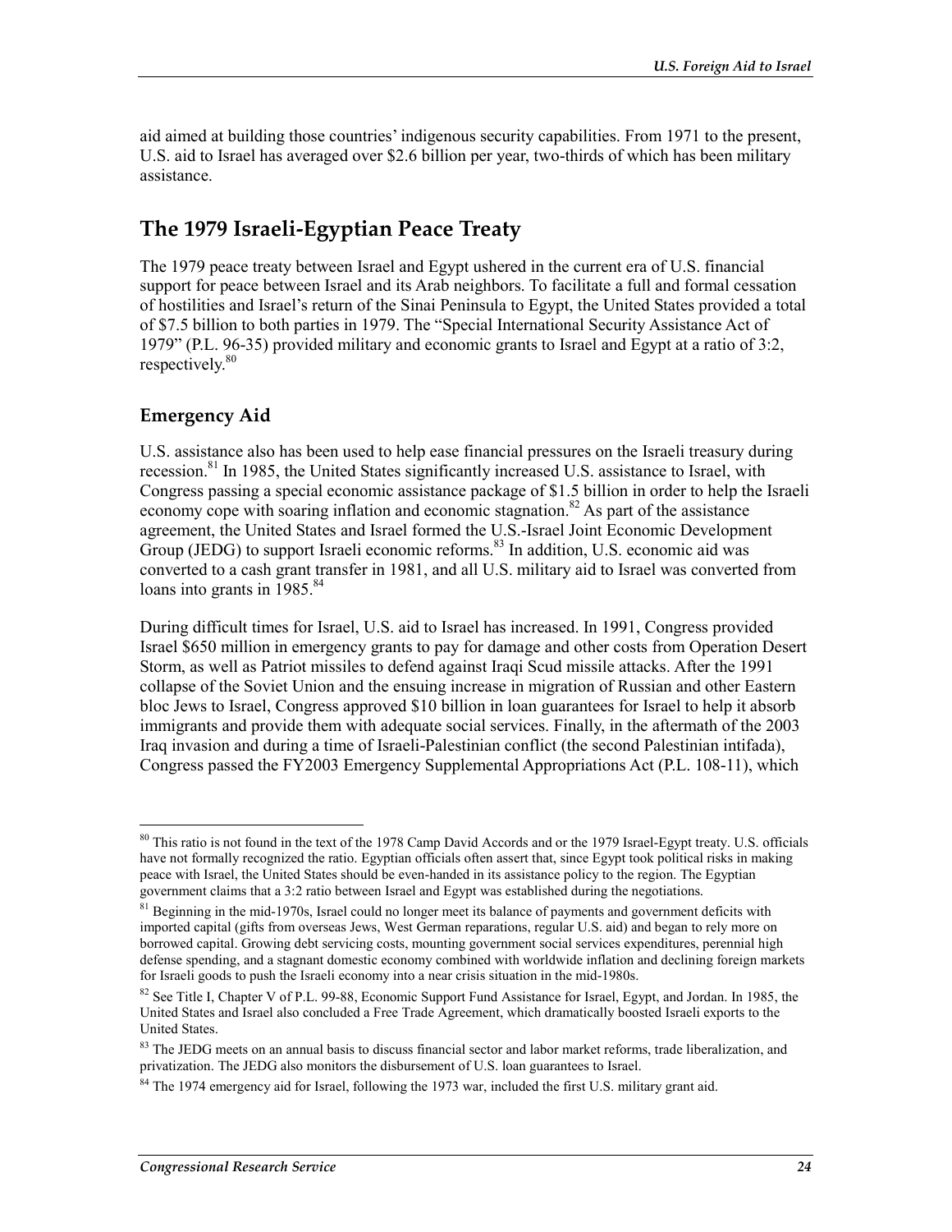aid aimed at building those countries' indigenous security capabilities. From 1971 to the present, U.S. aid to Israel has averaged over $2.6 billion per year, two-thirds of which has been military assistance.

## The 1979 Israeli-Egyptian Peace Treaty

The 1979 peace treaty between Israel and Egypt ushered in the current era of U.S. financial support for peace between Israel and its Arab neighbors. To facilitate a full and formal cessation of hostilities and Israel's return of the Sinai Peninsula to Egypt, the United States provided a total of $7.5 billion to both parties in 1979. The "Special International Security Assistance Act of 1979" (P.L. 96-35) provided military and economic grants to Israel and Egypt at a ratio of 3:2, respectively.[80]

### Emergency Aid

U.S. assistance also has been used to help ease financial pressures on the Israeli treasury during recession.[81] In 1985, the United States significantly increased U.S. assistance to Israel, with Congress passing a special economic assistance package of $1.5 billion in order to help the Israeli economy cope with soaring inflation and economic stagnation.[82] As part of the assistance agreement, the United States and Israel formed the U.S.-Israel Joint Economic Development Group (JEDG) to support Israeli economic reforms.[83] In addition, U.S. economic aid was converted to a cash grant transfer in 1981, and all U.S. military aid to Israel was converted from loans into grants in 1985.[84]

During difficult times for Israel, U.S. aid to Israel has increased. In 1991, Congress provided Israel $650 million in emergency grants to pay for damage and other costs from Operation Desert Storm, as well as Patriot missiles to defend against Iraqi Scud missile attacks. After the 1991 collapse of the Soviet Union and the ensuing increase in migration of Russian and other Eastern bloc Jews to Israel, Congress approved $10 billion in loan guarantees for Israel to help it absorb immigrants and provide them with adequate social services. Finally, in the aftermath of the 2003 Iraq invasion and during a time of Israeli-Palestinian conflict (the second Palestinian intifada), Congress passed the FY2003 Emergency Supplemental Appropriations Act (P.L. 108-11), which

---

[80] This ratio is not found in the text of the 1978 Camp David Accords and or the 1979 Israel-Egypt treaty. U.S. officials have not formally recognized the ratio. Egyptian officials often assert that, since Egypt took political risks in making peace with Israel, the United States should be even-handed in its assistance policy to the region. The Egyptian government claims that a 3:2 ratio between Israel and Egypt was established during the negotiations.

[81] Beginning in the mid-1970s, Israel could no longer meet its balance of payments and government deficits with imported capital (gifts from overseas Jews, West German reparations, regular U.S. aid) and began to rely more on borrowed capital. Growing debt servicing costs, mounting government social services expenditures, perennial high defense spending, and a stagnant domestic economy combined with worldwide inflation and declining foreign markets for Israeli goods to push the Israeli economy into a near crisis situation in the mid-1980s.

[82] See Title I, Chapter V of P.L. 99-88, Economic Support Fund Assistance for Israel, Egypt, and Jordan. In 1985, the United States and Israel also concluded a Free Trade Agreement, which dramatically boosted Israeli exports to the United States.

[83] The JEDG meets on an annual basis to discuss financial sector and labor market reforms, trade liberalization, and privatization. The JEDG also monitors the disbursement of U.S. loan guarantees to Israel.

[84] The 1974 emergency aid for Israel, following the 1973 war, included the first U.S. military grant aid.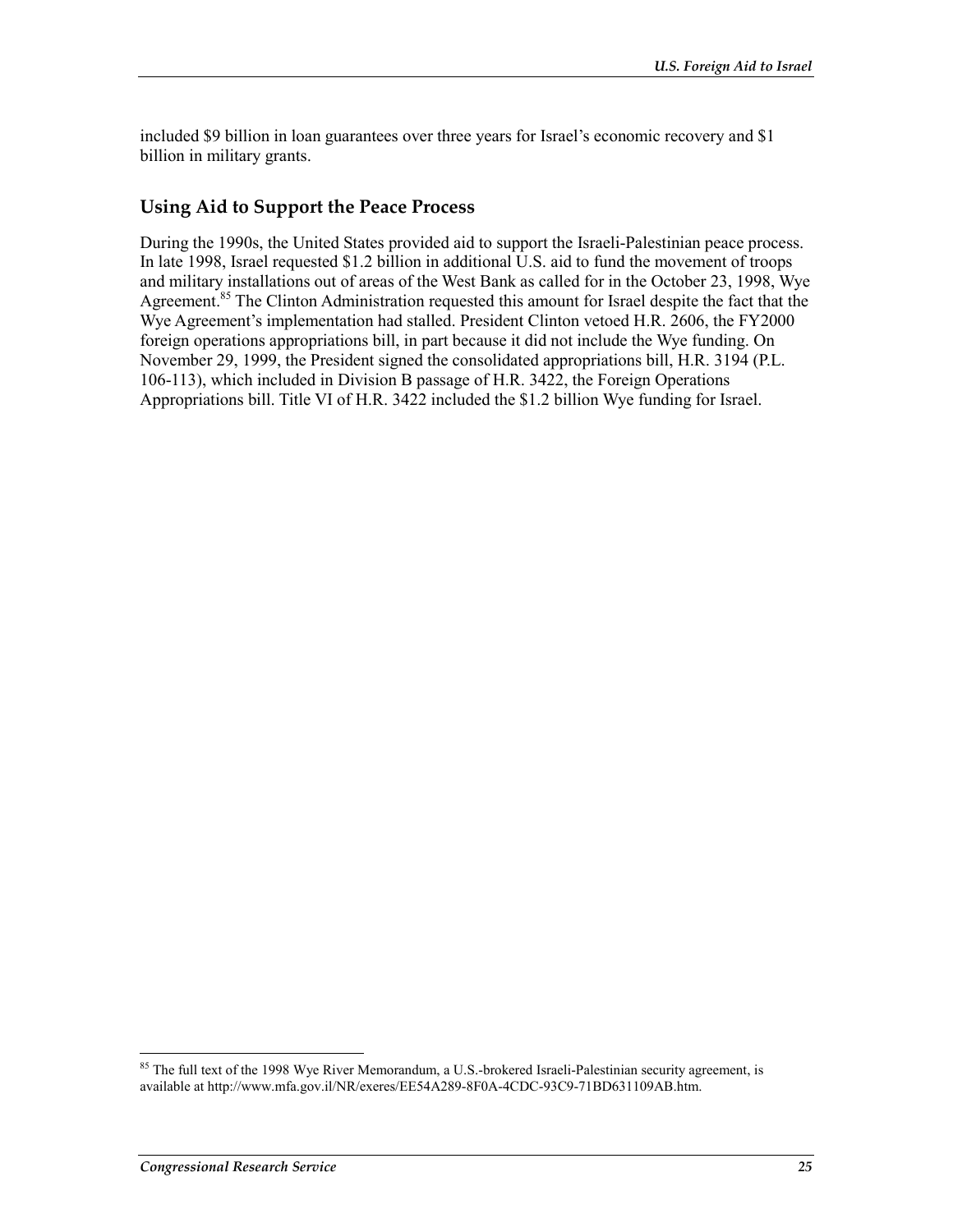included $9 billion in loan guarantees over three years for Israel's economic recovery and $1 billion in military grants.

## Using Aid to Support the Peace Process

During the 1990s, the United States provided aid to support the Israeli-Palestinian peace process. In late 1998, Israel requested $1.2 billion in additional U.S. aid to fund the movement of troops and military installations out of areas of the West Bank as called for in the October 23, 1998, Wye Agreement.[85] The Clinton Administration requested this amount for Israel despite the fact that the Wye Agreement's implementation had stalled. President Clinton vetoed H.R. 2606, the FY2000 foreign operations appropriations bill, in part because it did not include the Wye funding. On November 29, 1999, the President signed the consolidated appropriations bill, H.R. 3194 (P.L. 106-113), which included in Division B passage of H.R. 3422, the Foreign Operations Appropriations bill. Title VI of H.R. 3422 included the $1.2 billion Wye funding for Israel.

[85] The full text of the 1998 Wye River Memorandum, a U.S.-brokered Israeli-Palestinian security agreement, is available at http://www.mfa.gov.il/NR/exeres/EE54A289-8F0A-4CDC-93C9-71BD631109AB.htm.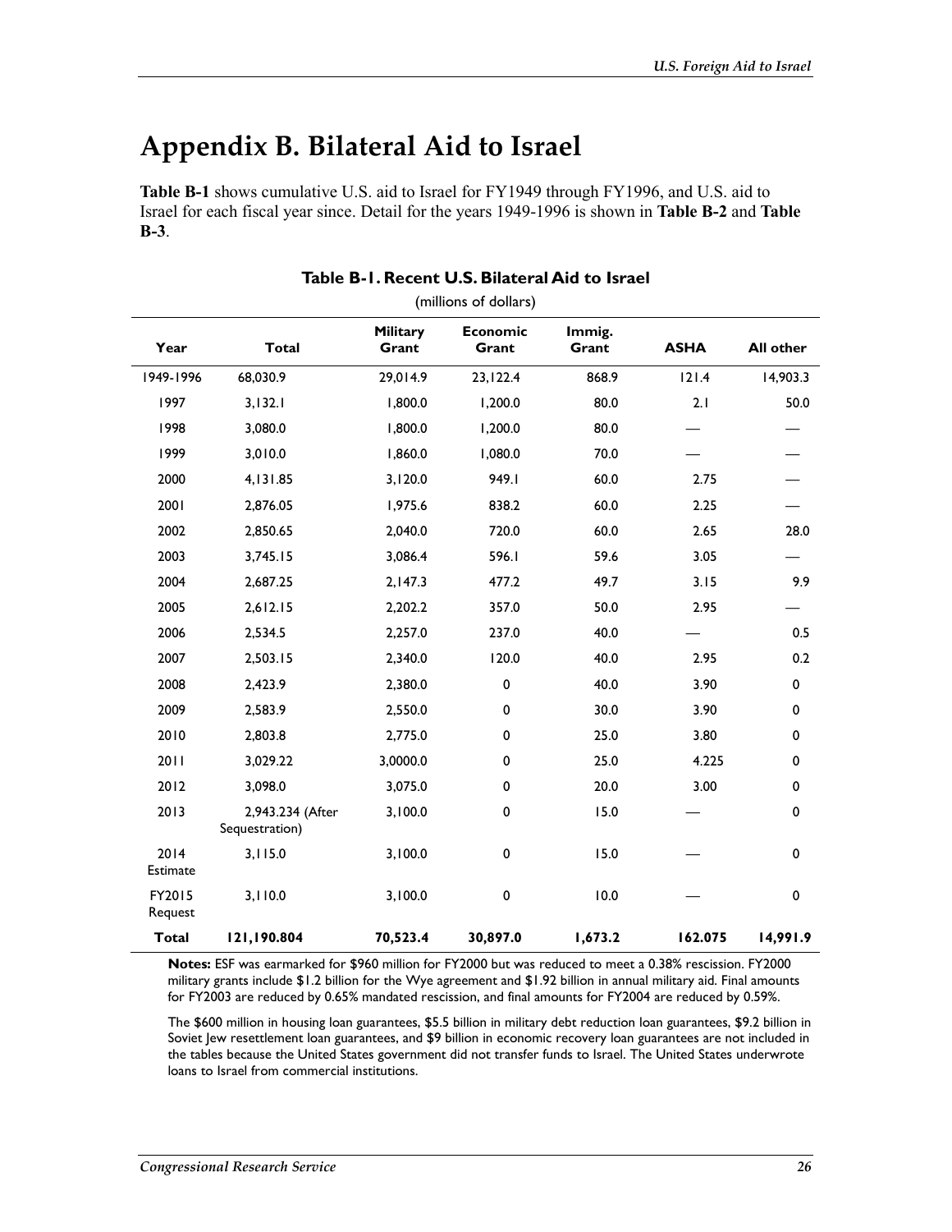# Appendix B. Bilateral Aid to Israel

**Table B-1** shows cumulative U.S. aid to Israel for FY1949 through FY1996, and U.S. aid to Israel for each fiscal year since. Detail for the years 1949-1996 is shown in **Table B-2** and **Table B-3**.

**Table B-1. Recent U.S. Bilateral Aid to Israel**

(millions of dollars)

| Year | Total | Military Grant | Economic Grant | Immig. Grant | ASHA | All other |
|---|---|---|---|---|---|---|
| 1949-1996 | 68,030.9 | 29,014.9 | 23,122.4 | 868.9 | 121.4 | 14,903.3 |
| 1997 | 3,132.1 | 1,800.0 | 1,200.0 | 80.0 | 2.1 | 50.0 |
| 1998 | 3,080.0 | 1,800.0 | 1,200.0 | 80.0 | — | — |
| 1999 | 3,010.0 | 1,860.0 | 1,080.0 | 70.0 | — | — |
| 2000 | 4,131.85 | 3,120.0 | 949.1 | 60.0 | 2.75 | — |
| 2001 | 2,876.05 | 1,975.6 | 838.2 | 60.0 | 2.25 | — |
| 2002 | 2,850.65 | 2,040.0 | 720.0 | 60.0 | 2.65 | 28.0 |
| 2003 | 3,745.15 | 3,086.4 | 596.1 | 59.6 | 3.05 | — |
| 2004 | 2,687.25 | 2,147.3 | 477.2 | 49.7 | 3.15 | 9.9 |
| 2005 | 2,612.15 | 2,202.2 | 357.0 | 50.0 | 2.95 | — |
| 2006 | 2,534.5 | 2,257.0 | 237.0 | 40.0 | — | 0.5 |
| 2007 | 2,503.15 | 2,340.0 | 120.0 | 40.0 | 2.95 | 0.2 |
| 2008 | 2,423.9 | 2,380.0 | 0 | 40.0 | 3.90 | 0 |
| 2009 | 2,583.9 | 2,550.0 | 0 | 30.0 | 3.90 | 0 |
| 2010 | 2,803.8 | 2,775.0 | 0 | 25.0 | 3.80 | 0 |
| 2011 | 3,029.22 | 3,0000.0 | 0 | 25.0 | 4.225 | 0 |
| 2012 | 3,098.0 | 3,075.0 | 0 | 20.0 | 3.00 | 0 |
| 2013 | 2,943.234 (After Sequestration) | 3,100.0 | 0 | 15.0 | — | 0 |
| 2014 Estimate | 3,115.0 | 3,100.0 | 0 | 15.0 | — | 0 |
| FY2015 Request | 3,110.0 | 3,100.0 | 0 | 10.0 | — | 0 |
| **Total** | **121,190.804** | **70,523.4** | **30,897.0** | **1,673.2** | **162.075** | **14,991.9** |

**Notes:** ESF was earmarked for $960 million for FY2000 but was reduced to meet a 0.38% rescission. FY2000 military grants include $1.2 billion for the Wye agreement and $1.92 billion in annual military aid. Final amounts for FY2003 are reduced by 0.65% mandated rescission, and final amounts for FY2004 are reduced by 0.59%.

The $600 million in housing loan guarantees, $5.5 billion in military debt reduction loan guarantees, $9.2 billion in Soviet Jew resettlement loan guarantees, and $9 billion in economic recovery loan guarantees are not included in the tables because the United States government did not transfer funds to Israel. The United States underwrote loans to Israel from commercial institutions.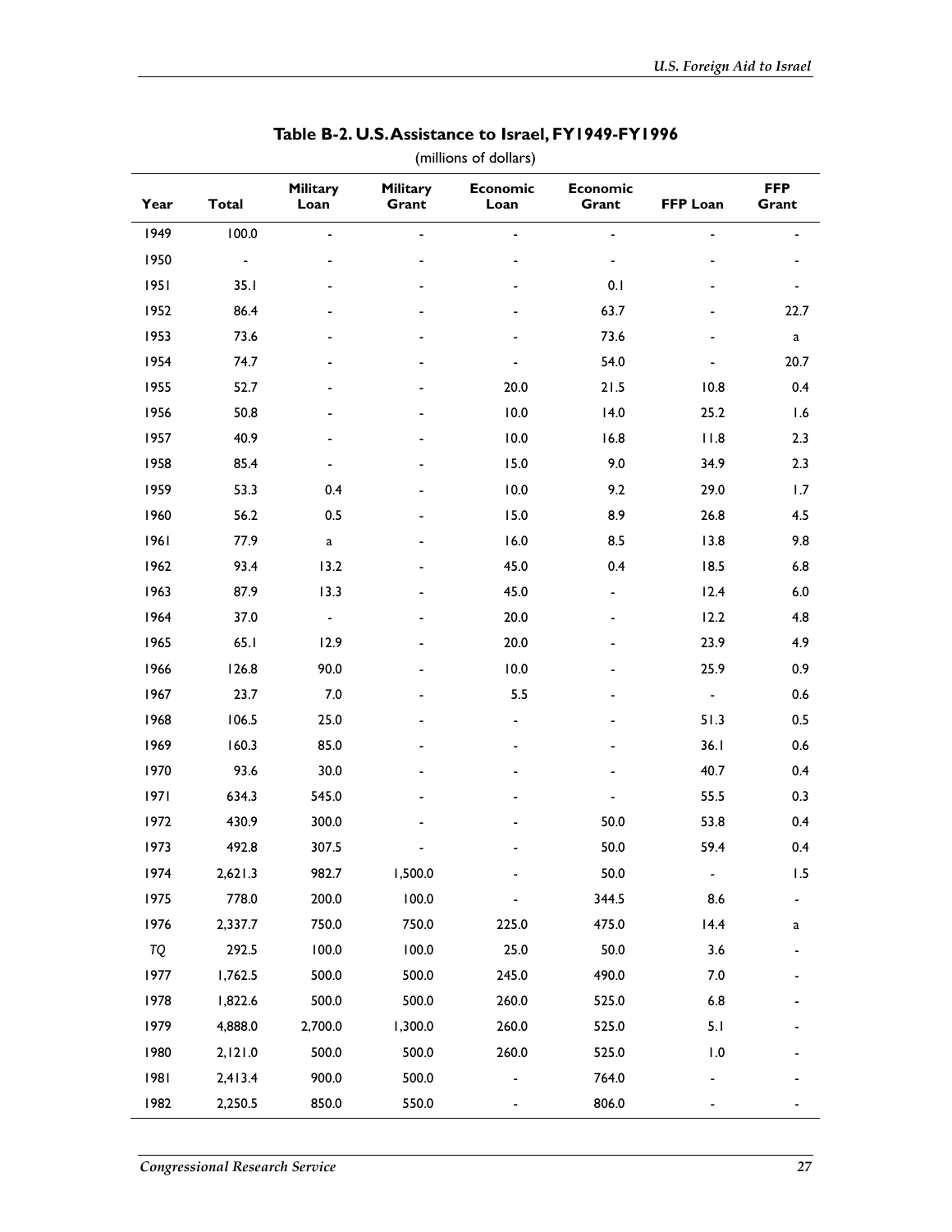**Table B-2. U.S. Assistance to Israel, FY1949-FY1996**

(millions of dollars)

| Year | Total | Military Loan | Military Grant | Economic Loan | Economic Grant | FFP Loan | FFP Grant |
|---|---|---|---|---|---|---|---|
| 1949 | 100.0 | - | - | - | - | - | - |
| 1950 | - | - | - | - | - | - | - |
| 1951 | 35.1 | - | - | - | 0.1 | - | - |
| 1952 | 86.4 | - | - | - | 63.7 | - | 22.7 |
| 1953 | 73.6 | - | - | - | 73.6 | - | a |
| 1954 | 74.7 | - | - | - | 54.0 | - | 20.7 |
| 1955 | 52.7 | - | - | 20.0 | 21.5 | 10.8 | 0.4 |
| 1956 | 50.8 | - | - | 10.0 | 14.0 | 25.2 | 1.6 |
| 1957 | 40.9 | - | - | 10.0 | 16.8 | 11.8 | 2.3 |
| 1958 | 85.4 | - | - | 15.0 | 9.0 | 34.9 | 2.3 |
| 1959 | 53.3 | 0.4 | - | 10.0 | 9.2 | 29.0 | 1.7 |
| 1960 | 56.2 | 0.5 | - | 15.0 | 8.9 | 26.8 | 4.5 |
| 1961 | 77.9 | a | - | 16.0 | 8.5 | 13.8 | 9.8 |
| 1962 | 93.4 | 13.2 | - | 45.0 | 0.4 | 18.5 | 6.8 |
| 1963 | 87.9 | 13.3 | - | 45.0 | - | 12.4 | 6.0 |
| 1964 | 37.0 | - | - | 20.0 | - | 12.2 | 4.8 |
| 1965 | 65.1 | 12.9 | - | 20.0 | - | 23.9 | 4.9 |
| 1966 | 126.8 | 90.0 | - | 10.0 | - | 25.9 | 0.9 |
| 1967 | 23.7 | 7.0 | - | 5.5 | - | - | 0.6 |
| 1968 | 106.5 | 25.0 | - | - | - | 51.3 | 0.5 |
| 1969 | 160.3 | 85.0 | - | - | - | 36.1 | 0.6 |
| 1970 | 93.6 | 30.0 | - | - | - | 40.7 | 0.4 |
| 1971 | 634.3 | 545.0 | - | - | - | 55.5 | 0.3 |
| 1972 | 430.9 | 300.0 | - | - | 50.0 | 53.8 | 0.4 |
| 1973 | 492.8 | 307.5 | - | - | 50.0 | 59.4 | 0.4 |
| 1974 | 2,621.3 | 982.7 | 1,500.0 | - | 50.0 | - | 1.5 |
| 1975 | 778.0 | 200.0 | 100.0 | - | 344.5 | 8.6 | - |
| 1976 | 2,337.7 | 750.0 | 750.0 | 225.0 | 475.0 | 14.4 | a |
| *TQ* | 292.5 | 100.0 | 100.0 | 25.0 | 50.0 | 3.6 | - |
| 1977 | 1,762.5 | 500.0 | 500.0 | 245.0 | 490.0 | 7.0 | - |
| 1978 | 1,822.6 | 500.0 | 500.0 | 260.0 | 525.0 | 6.8 | - |
| 1979 | 4,888.0 | 2,700.0 | 1,300.0 | 260.0 | 525.0 | 5.1 | - |
| 1980 | 2,121.0 | 500.0 | 500.0 | 260.0 | 525.0 | 1.0 | - |
| 1981 | 2,413.4 | 900.0 | 500.0 | - | 764.0 | - | - |
| 1982 | 2,250.5 | 850.0 | 550.0 | - | 806.0 | - | - |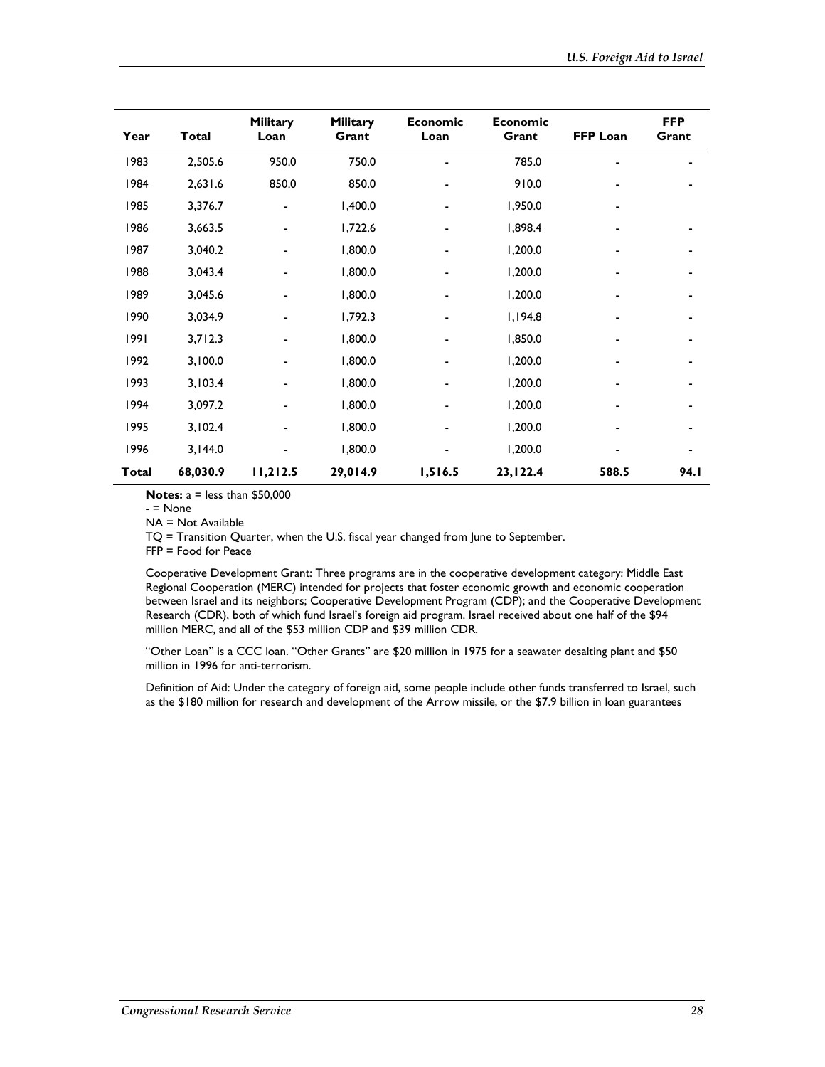| Year | Total | Military Loan | Military Grant | Economic Loan | Economic Grant | FFP Loan | FFP Grant |
|---|---|---|---|---|---|---|---|
| 1983 | 2,505.6 | 950.0 | 750.0 | - | 785.0 | - | - |
| 1984 | 2,631.6 | 850.0 | 850.0 | - | 910.0 | - | - |
| 1985 | 3,376.7 | - | 1,400.0 | - | 1,950.0 | - | |
| 1986 | 3,663.5 | - | 1,722.6 | - | 1,898.4 | - | - |
| 1987 | 3,040.2 | - | 1,800.0 | - | 1,200.0 | - | - |
| 1988 | 3,043.4 | - | 1,800.0 | - | 1,200.0 | - | - |
| 1989 | 3,045.6 | - | 1,800.0 | - | 1,200.0 | - | - |
| 1990 | 3,034.9 | - | 1,792.3 | - | 1,194.8 | - | - |
| 1991 | 3,712.3 | - | 1,800.0 | - | 1,850.0 | - | - |
| 1992 | 3,100.0 | - | 1,800.0 | - | 1,200.0 | - | - |
| 1993 | 3,103.4 | - | 1,800.0 | - | 1,200.0 | - | - |
| 1994 | 3,097.2 | - | 1,800.0 | - | 1,200.0 | - | - |
| 1995 | 3,102.4 | - | 1,800.0 | - | 1,200.0 | - | - |
| 1996 | 3,144.0 | - | 1,800.0 | - | 1,200.0 | - | - |
| **Total** | **68,030.9** | **11,212.5** | **29,014.9** | **1,516.5** | **23,122.4** | **588.5** | **94.1** |

**Notes:** a = less than $50,000

- = None

NA = Not Available

TQ = Transition Quarter, when the U.S. fiscal year changed from June to September.

FFP = Food for Peace

Cooperative Development Grant: Three programs are in the cooperative development category: Middle East Regional Cooperation (MERC) intended for projects that foster economic growth and economic cooperation between Israel and its neighbors; Cooperative Development Program (CDP); and the Cooperative Development Research (CDR), both of which fund Israel's foreign aid program. Israel received about one half of the $94 million MERC, and all of the $53 million CDP and $39 million CDR.

"Other Loan" is a CCC loan. "Other Grants" are $20 million in 1975 for a seawater desalting plant and $50 million in 1996 for anti-terrorism.

Definition of Aid: Under the category of foreign aid, some people include other funds transferred to Israel, such as the $180 million for research and development of the Arrow missile, or the $7.9 billion in loan guarantees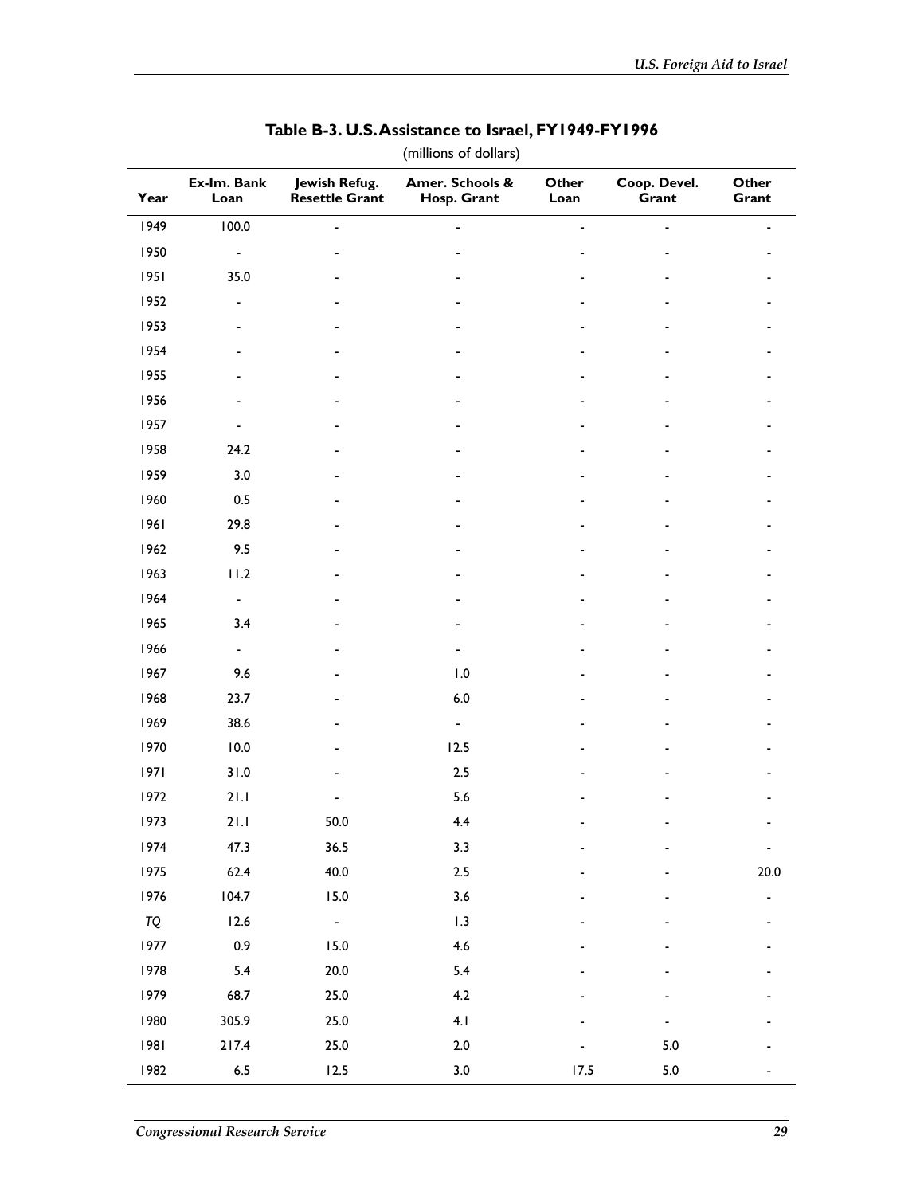## Table B-3. U.S. Assistance to Israel, FY1949-FY1996

(millions of dollars)

| Year | Ex-Im. Bank Loan | Jewish Refug. Resettle Grant | Amer. Schools & Hosp. Grant | Other Loan | Coop. Devel. Grant | Other Grant |
|---|---|---|---|---|---|---|
| 1949 | 100.0 | - | - | - | - | - |
| 1950 | - | - | - | - | - | - |
| 1951 | 35.0 | - | - | - | - | - |
| 1952 | - | - | - | - | - | - |
| 1953 | - | - | - | - | - | - |
| 1954 | - | - | - | - | - | - |
| 1955 | - | - | - | - | - | - |
| 1956 | - | - | - | - | - | - |
| 1957 | - | - | - | - | - | - |
| 1958 | 24.2 | - | - | - | - | - |
| 1959 | 3.0 | - | - | - | - | - |
| 1960 | 0.5 | - | - | - | - | - |
| 1961 | 29.8 | - | - | - | - | - |
| 1962 | 9.5 | - | - | - | - | - |
| 1963 | 11.2 | - | - | - | - | - |
| 1964 | - | - | - | - | - | - |
| 1965 | 3.4 | - | - | - | - | - |
| 1966 | - | - | - | - | - | - |
| 1967 | 9.6 | - | 1.0 | - | - | - |
| 1968 | 23.7 | - | 6.0 | - | - | - |
| 1969 | 38.6 | - | - | - | - | - |
| 1970 | 10.0 | - | 12.5 | - | - | - |
| 1971 | 31.0 | - | 2.5 | - | - | - |
| 1972 | 21.1 | - | 5.6 | - | - | - |
| 1973 | 21.1 | 50.0 | 4.4 | - | - | - |
| 1974 | 47.3 | 36.5 | 3.3 | - | - | - |
| 1975 | 62.4 | 40.0 | 2.5 | - | - | 20.0 |
| 1976 | 104.7 | 15.0 | 3.6 | - | - | - |
| *TQ* | 12.6 | - | 1.3 | - | - | - |
| 1977 | 0.9 | 15.0 | 4.6 | - | - | - |
| 1978 | 5.4 | 20.0 | 5.4 | - | - | - |
| 1979 | 68.7 | 25.0 | 4.2 | - | - | - |
| 1980 | 305.9 | 25.0 | 4.1 | - | - | - |
| 1981 | 217.4 | 25.0 | 2.0 | - | 5.0 | - |
| 1982 | 6.5 | 12.5 | 3.0 | 17.5 | 5.0 | - |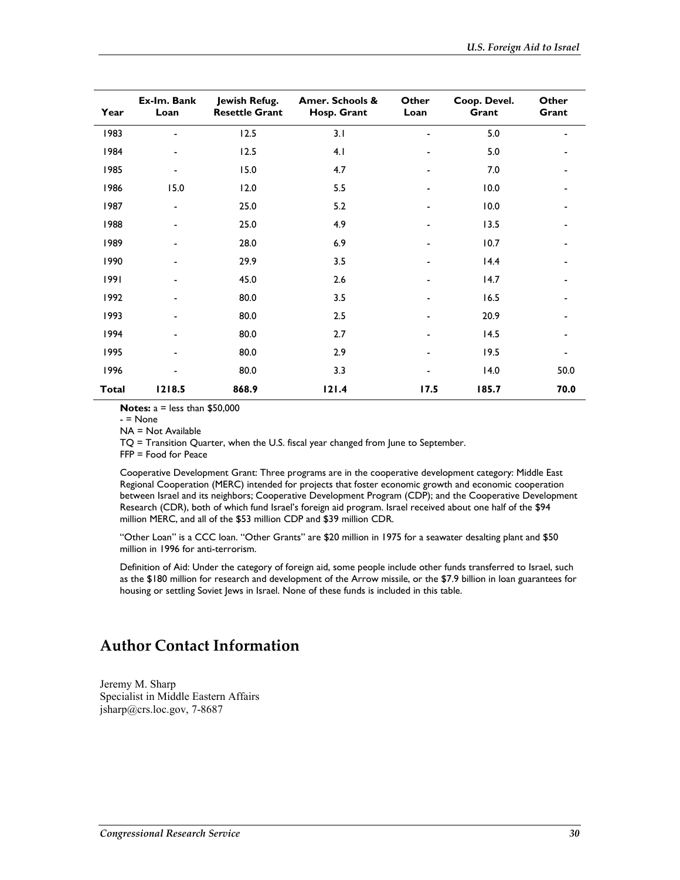| Year | Ex-Im. Bank Loan | Jewish Refug. Resettle Grant | Amer. Schools & Hosp. Grant | Other Loan | Coop. Devel. Grant | Other Grant |
|---|---|---|---|---|---|---|
| 1983 | - | 12.5 | 3.1 | - | 5.0 | - |
| 1984 | - | 12.5 | 4.1 | - | 5.0 | - |
| 1985 | - | 15.0 | 4.7 | - | 7.0 | - |
| 1986 | 15.0 | 12.0 | 5.5 | - | 10.0 | - |
| 1987 | - | 25.0 | 5.2 | - | 10.0 | - |
| 1988 | - | 25.0 | 4.9 | - | 13.5 | - |
| 1989 | - | 28.0 | 6.9 | - | 10.7 | - |
| 1990 | - | 29.9 | 3.5 | - | 14.4 | - |
| 1991 | - | 45.0 | 2.6 | - | 14.7 | - |
| 1992 | - | 80.0 | 3.5 | - | 16.5 | - |
| 1993 | - | 80.0 | 2.5 | - | 20.9 | - |
| 1994 | - | 80.0 | 2.7 | - | 14.5 | - |
| 1995 | - | 80.0 | 2.9 | - | 19.5 | - |
| 1996 | - | 80.0 | 3.3 | - | 14.0 | 50.0 |
| **Total** | **1218.5** | **868.9** | **121.4** | **17.5** | **185.7** | **70.0** |

**Notes:** a = less than $50,000

- = None

NA = Not Available

TQ = Transition Quarter, when the U.S. fiscal year changed from June to September.

FFP = Food for Peace

Cooperative Development Grant: Three programs are in the cooperative development category: Middle East Regional Cooperation (MERC) intended for projects that foster economic growth and economic cooperation between Israel and its neighbors; Cooperative Development Program (CDP); and the Cooperative Development Research (CDR), both of which fund Israel's foreign aid program. Israel received about one half of the $94 million MERC, and all of the $53 million CDP and $39 million CDR.

"Other Loan" is a CCC loan. "Other Grants" are $20 million in 1975 for a seawater desalting plant and $50 million in 1996 for anti-terrorism.

Definition of Aid: Under the category of foreign aid, some people include other funds transferred to Israel, such as the $180 million for research and development of the Arrow missile, or the $7.9 billion in loan guarantees for housing or settling Soviet Jews in Israel. None of these funds is included in this table.

## Author Contact Information

Jeremy M. Sharp
Specialist in Middle Eastern Affairs
jsharp@crs.loc.gov, 7-8687